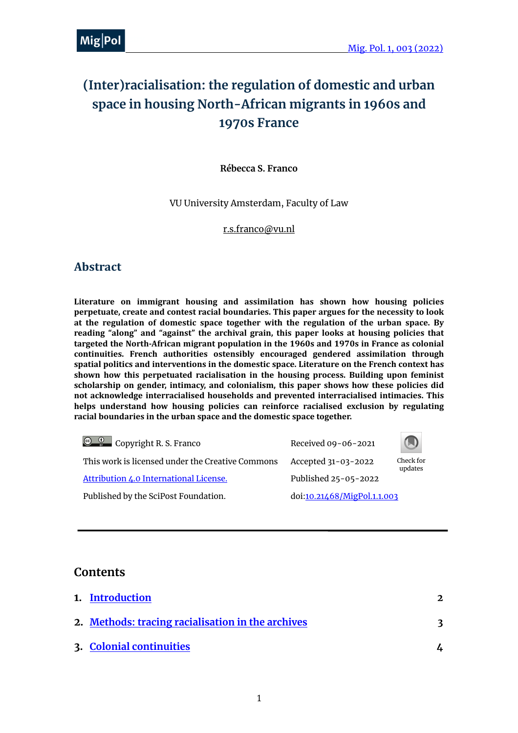# (Inter)racialisation: the regulation of domestic and urban space in housing North-African migrants in 1960s and 1970s France

**Rébecca S. Franco**

VU University Amsterdam, Faculty of Law

r.s.franco@vu.nl

## Abstract

**Literature on immigrant housing and assimilation has shown how housing policies perpetuate, create and contest racial boundaries. This paper argues for the necessity to look at the regulation of domestic space together with the regulation of the urban space. By reading "along" and "against" the archival grain, this paper looks at housing policies that targeted the North-African migrant population in the 1960s and 1970s in France as colonial continuities. French authorities ostensibly encouraged gendered assimilation through spatial politics and interventions in the domestic space. Literature on the French context has shown how this perpetuated racialisation in the housing process. Building upon feminist scholarship on gender, intimacy, and colonialism, this paper shows how these policies did not acknowledge interracialised households and prevented interracialised intimacies. This helps understand how housing policies can reinforce racialised exclusion by regulating racial boundaries in the urban space and the domestic space together.**

Copyright R. S. Franco

This work is licensed under the Creative Commons Attribution 4.0 International License.

Published by the SciPost Foundation.

Received 09-06-2021

Accepted 31-03-2022

Published 25-05-2022

doi:10.21468/MigPol.1.1.003

---

## Contents

1. Introduction — 2
2. Methods: tracing racialisation in the archives — 3
3. Colonial continuities — 4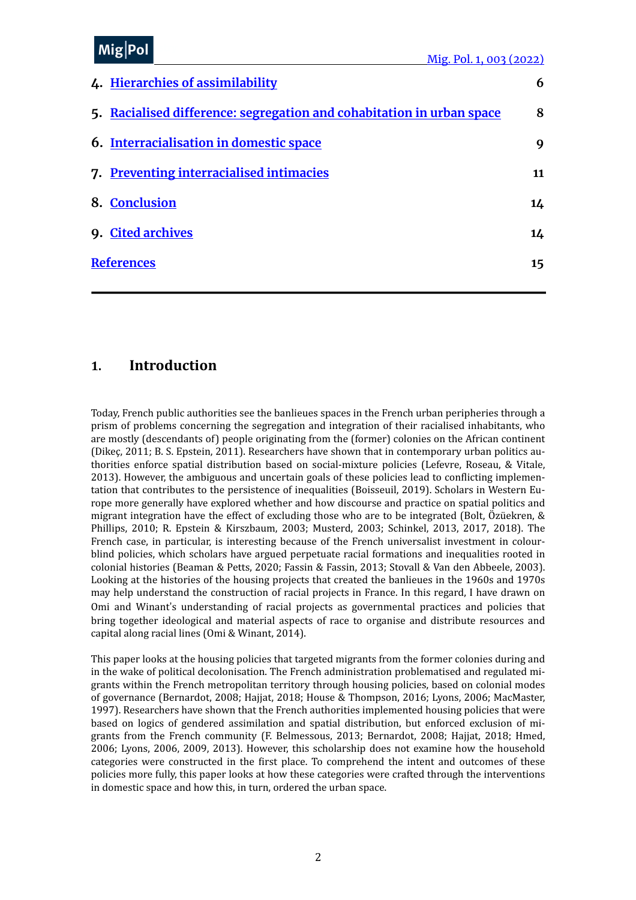| | |
|---|---|
| 4. Hierarchies of assimilability | 6 |
| 5. Racialised difference: segregation and cohabitation in urban space | 8 |
| 6. Interracialisation in domestic space | 9 |
| 7. Preventing interracialised intimacies | 11 |
| 8. Conclusion | 14 |
| 9. Cited archives | 14 |
| References | 15 |

## 1. Introduction

Today, French public authorities see the banlieues spaces in the French urban peripheries through a prism of problems concerning the segregation and integration of their racialised inhabitants, who are mostly (descendants of) people originating from the (former) colonies on the African continent (Dikeç, 2011; B. S. Epstein, 2011). Researchers have shown that in contemporary urban politics authorities enforce spatial distribution based on social-mixture policies (Lefevre, Roseau, & Vitale, 2013). However, the ambiguous and uncertain goals of these policies lead to conflicting implementation that contributes to the persistence of inequalities (Boisseuil, 2019). Scholars in Western Europe more generally have explored whether and how discourse and practice on spatial politics and migrant integration have the effect of excluding those who are to be integrated (Bolt, Özüekren, & Phillips, 2010; R. Epstein & Kirszbaum, 2003; Musterd, 2003; Schinkel, 2013, 2017, 2018). The French case, in particular, is interesting because of the French universalist investment in colour-blind policies, which scholars have argued perpetuate racial formations and inequalities rooted in colonial histories (Beaman & Petts, 2020; Fassin & Fassin, 2013; Stovall & Van den Abbeele, 2003). Looking at the histories of the housing projects that created the banlieues in the 1960s and 1970s may help understand the construction of racial projects in France. In this regard, I have drawn on Omi and Winant's understanding of racial projects as governmental practices and policies that bring together ideological and material aspects of race to organise and distribute resources and capital along racial lines (Omi & Winant, 2014).

This paper looks at the housing policies that targeted migrants from the former colonies during and in the wake of political decolonisation. The French administration problematised and regulated migrants within the French metropolitan territory through housing policies, based on colonial modes of governance (Bernardot, 2008; Hajjat, 2018; House & Thompson, 2016; Lyons, 2006; MacMaster, 1997). Researchers have shown that the French authorities implemented housing policies that were based on logics of gendered assimilation and spatial distribution, but enforced exclusion of migrants from the French community (F. Belmessous, 2013; Bernardot, 2008; Hajjat, 2018; Hmed, 2006; Lyons, 2006, 2009, 2013). However, this scholarship does not examine how the household categories were constructed in the first place. To comprehend the intent and outcomes of these policies more fully, this paper looks at how these categories were crafted through the interventions in domestic space and how this, in turn, ordered the urban space.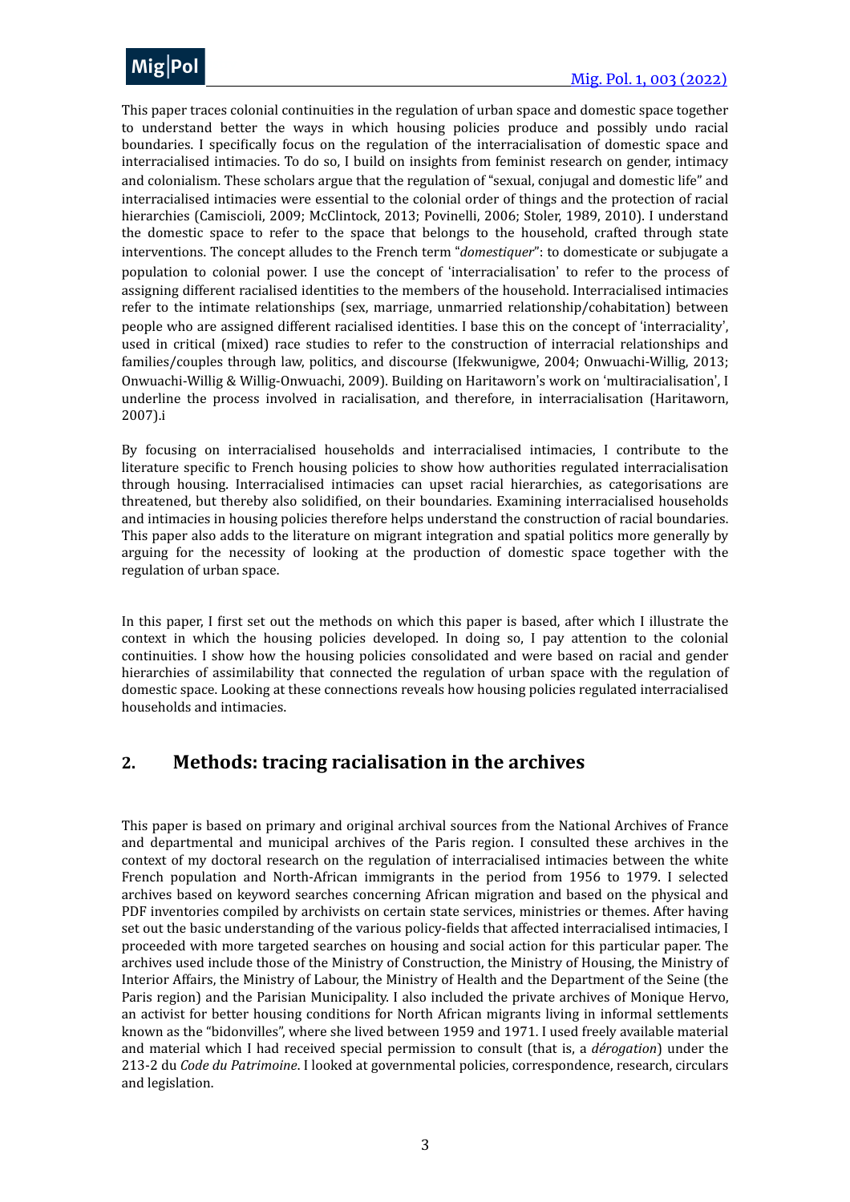This paper traces colonial continuities in the regulation of urban space and domestic space together to understand better the ways in which housing policies produce and possibly undo racial boundaries. I specifically focus on the regulation of the interracialisation of domestic space and interracialised intimacies. To do so, I build on insights from feminist research on gender, intimacy and colonialism. These scholars argue that the regulation of "sexual, conjugal and domestic life" and interracialised intimacies were essential to the colonial order of things and the protection of racial hierarchies (Camiscioli, 2009; McClintock, 2013; Povinelli, 2006; Stoler, 1989, 2010). I understand the domestic space to refer to the space that belongs to the household, crafted through state interventions. The concept alludes to the French term "*domestiquer*": to domesticate or subjugate a population to colonial power. I use the concept of 'interracialisation' to refer to the process of assigning different racialised identities to the members of the household. Interracialised intimacies refer to the intimate relationships (sex, marriage, unmarried relationship/cohabitation) between people who are assigned different racialised identities. I base this on the concept of 'interraciality', used in critical (mixed) race studies to refer to the construction of interracial relationships and families/couples through law, politics, and discourse (Ifekwunigwe, 2004; Onwuachi-Willig, 2013; Onwuachi-Willig & Willig-Onwuachi, 2009). Building on Haritaworn's work on 'multiracialisation', I underline the process involved in racialisation, and therefore, in interracialisation (Haritaworn, 2007).i

By focusing on interracialised households and interracialised intimacies, I contribute to the literature specific to French housing policies to show how authorities regulated interracialisation through housing. Interracialised intimacies can upset racial hierarchies, as categorisations are threatened, but thereby also solidified, on their boundaries. Examining interracialised households and intimacies in housing policies therefore helps understand the construction of racial boundaries. This paper also adds to the literature on migrant integration and spatial politics more generally by arguing for the necessity of looking at the production of domestic space together with the regulation of urban space.

In this paper, I first set out the methods on which this paper is based, after which I illustrate the context in which the housing policies developed. In doing so, I pay attention to the colonial continuities. I show how the housing policies consolidated and were based on racial and gender hierarchies of assimilability that connected the regulation of urban space with the regulation of domestic space. Looking at these connections reveals how housing policies regulated interracialised households and intimacies.

## 2. Methods: tracing racialisation in the archives

This paper is based on primary and original archival sources from the National Archives of France and departmental and municipal archives of the Paris region. I consulted these archives in the context of my doctoral research on the regulation of interracialised intimacies between the white French population and North-African immigrants in the period from 1956 to 1979. I selected archives based on keyword searches concerning African migration and based on the physical and PDF inventories compiled by archivists on certain state services, ministries or themes. After having set out the basic understanding of the various policy-fields that affected interracialised intimacies, I proceeded with more targeted searches on housing and social action for this particular paper. The archives used include those of the Ministry of Construction, the Ministry of Housing, the Ministry of Interior Affairs, the Ministry of Labour, the Ministry of Health and the Department of the Seine (the Paris region) and the Parisian Municipality. I also included the private archives of Monique Hervo, an activist for better housing conditions for North African migrants living in informal settlements known as the "bidonvilles", where she lived between 1959 and 1971. I used freely available material and material which I had received special permission to consult (that is, a *dérogation*) under the 213-2 du *Code du Patrimoine*. I looked at governmental policies, correspondence, research, circulars and legislation.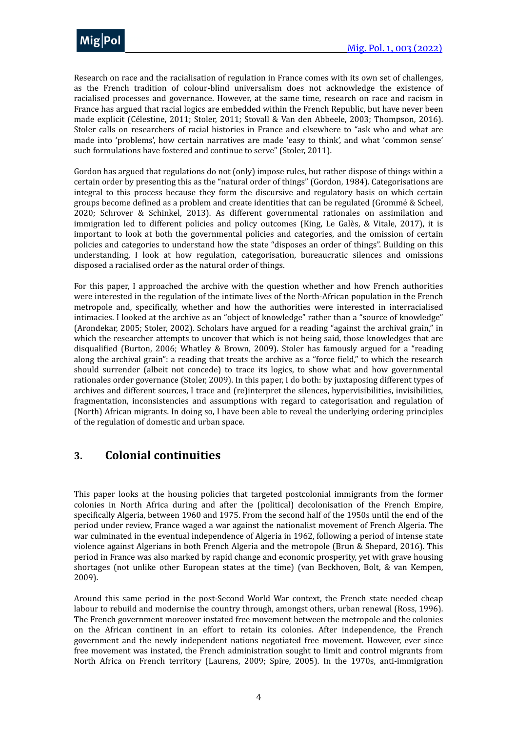Research on race and the racialisation of regulation in France comes with its own set of challenges, as the French tradition of colour-blind universalism does not acknowledge the existence of racialised processes and governance. However, at the same time, research on race and racism in France has argued that racial logics are embedded within the French Republic, but have never been made explicit (Célestine, 2011; Stoler, 2011; Stovall & Van den Abbeele, 2003; Thompson, 2016). Stoler calls on researchers of racial histories in France and elsewhere to "ask who and what are made into 'problems', how certain narratives are made 'easy to think', and what 'common sense' such formulations have fostered and continue to serve" (Stoler, 2011).

Gordon has argued that regulations do not (only) impose rules, but rather dispose of things within a certain order by presenting this as the "natural order of things" (Gordon, 1984). Categorisations are integral to this process because they form the discursive and regulatory basis on which certain groups become defined as a problem and create identities that can be regulated (Grommé & Scheel, 2020; Schrover & Schinkel, 2013). As different governmental rationales on assimilation and immigration led to different policies and policy outcomes (King, Le Galès, & Vitale, 2017), it is important to look at both the governmental policies and categories, and the omission of certain policies and categories to understand how the state "disposes an order of things". Building on this understanding, I look at how regulation, categorisation, bureaucratic silences and omissions disposed a racialised order as the natural order of things.

For this paper, I approached the archive with the question whether and how French authorities were interested in the regulation of the intimate lives of the North-African population in the French metropole and, specifically, whether and how the authorities were interested in interracialised intimacies. I looked at the archive as an "object of knowledge" rather than a "source of knowledge" (Arondekar, 2005; Stoler, 2002). Scholars have argued for a reading "against the archival grain," in which the researcher attempts to uncover that which is not being said, those knowledges that are disqualified (Burton, 2006; Whatley & Brown, 2009). Stoler has famously argued for a "reading along the archival grain": a reading that treats the archive as a "force field," to which the research should surrender (albeit not concede) to trace its logics, to show what and how governmental rationales order governance (Stoler, 2009). In this paper, I do both: by juxtaposing different types of archives and different sources, I trace and (re)interpret the silences, hypervisibilities, invisibilities, fragmentation, inconsistencies and assumptions with regard to categorisation and regulation of (North) African migrants. In doing so, I have been able to reveal the underlying ordering principles of the regulation of domestic and urban space.

## 3. Colonial continuities

This paper looks at the housing policies that targeted postcolonial immigrants from the former colonies in North Africa during and after the (political) decolonisation of the French Empire, specifically Algeria, between 1960 and 1975. From the second half of the 1950s until the end of the period under review, France waged a war against the nationalist movement of French Algeria. The war culminated in the eventual independence of Algeria in 1962, following a period of intense state violence against Algerians in both French Algeria and the metropole (Brun & Shepard, 2016). This period in France was also marked by rapid change and economic prosperity, yet with grave housing shortages (not unlike other European states at the time) (van Beckhoven, Bolt, & van Kempen, 2009).

Around this same period in the post-Second World War context, the French state needed cheap labour to rebuild and modernise the country through, amongst others, urban renewal (Ross, 1996). The French government moreover instated free movement between the metropole and the colonies on the African continent in an effort to retain its colonies. After independence, the French government and the newly independent nations negotiated free movement. However, ever since free movement was instated, the French administration sought to limit and control migrants from North Africa on French territory (Laurens, 2009; Spire, 2005). In the 1970s, anti-immigration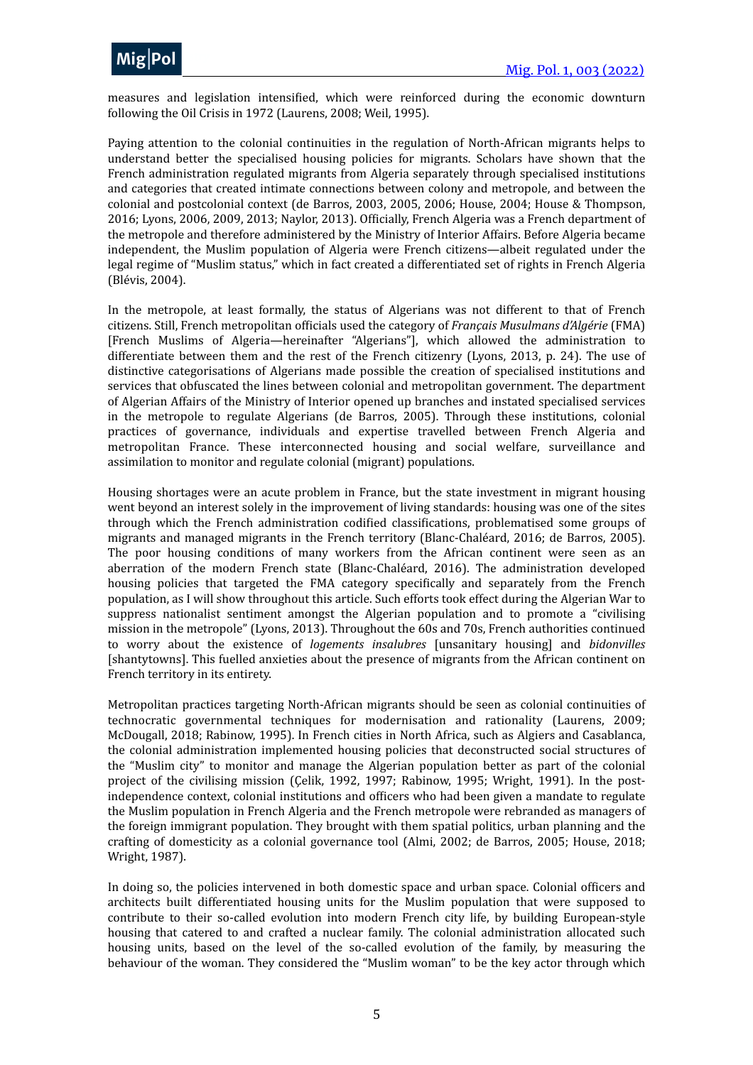measures and legislation intensified, which were reinforced during the economic downturn following the Oil Crisis in 1972 (Laurens, 2008; Weil, 1995).

Paying attention to the colonial continuities in the regulation of North-African migrants helps to understand better the specialised housing policies for migrants. Scholars have shown that the French administration regulated migrants from Algeria separately through specialised institutions and categories that created intimate connections between colony and metropole, and between the colonial and postcolonial context (de Barros, 2003, 2005, 2006; House, 2004; House & Thompson, 2016; Lyons, 2006, 2009, 2013; Naylor, 2013). Officially, French Algeria was a French department of the metropole and therefore administered by the Ministry of Interior Affairs. Before Algeria became independent, the Muslim population of Algeria were French citizens—albeit regulated under the legal regime of "Muslim status," which in fact created a differentiated set of rights in French Algeria (Blévis, 2004).

In the metropole, at least formally, the status of Algerians was not different to that of French citizens. Still, French metropolitan officials used the category of *Français Musulmans d'Algérie* (FMA) [French Muslims of Algeria—hereinafter "Algerians"], which allowed the administration to differentiate between them and the rest of the French citizenry (Lyons, 2013, p. 24). The use of distinctive categorisations of Algerians made possible the creation of specialised institutions and services that obfuscated the lines between colonial and metropolitan government. The department of Algerian Affairs of the Ministry of Interior opened up branches and instated specialised services in the metropole to regulate Algerians (de Barros, 2005). Through these institutions, colonial practices of governance, individuals and expertise travelled between French Algeria and metropolitan France. These interconnected housing and social welfare, surveillance and assimilation to monitor and regulate colonial (migrant) populations.

Housing shortages were an acute problem in France, but the state investment in migrant housing went beyond an interest solely in the improvement of living standards: housing was one of the sites through which the French administration codified classifications, problematised some groups of migrants and managed migrants in the French territory (Blanc-Chaléard, 2016; de Barros, 2005). The poor housing conditions of many workers from the African continent were seen as an aberration of the modern French state (Blanc-Chaléard, 2016). The administration developed housing policies that targeted the FMA category specifically and separately from the French population, as I will show throughout this article. Such efforts took effect during the Algerian War to suppress nationalist sentiment amongst the Algerian population and to promote a "civilising mission in the metropole" (Lyons, 2013). Throughout the 60s and 70s, French authorities continued to worry about the existence of *logements insalubres* [unsanitary housing] and *bidonvilles* [shantytowns]. This fuelled anxieties about the presence of migrants from the African continent on French territory in its entirety.

Metropolitan practices targeting North-African migrants should be seen as colonial continuities of technocratic governmental techniques for modernisation and rationality (Laurens, 2009; McDougall, 2018; Rabinow, 1995). In French cities in North Africa, such as Algiers and Casablanca, the colonial administration implemented housing policies that deconstructed social structures of the "Muslim city" to monitor and manage the Algerian population better as part of the colonial project of the civilising mission (Çelik, 1992, 1997; Rabinow, 1995; Wright, 1991). In the post-independence context, colonial institutions and officers who had been given a mandate to regulate the Muslim population in French Algeria and the French metropole were rebranded as managers of the foreign immigrant population. They brought with them spatial politics, urban planning and the crafting of domesticity as a colonial governance tool (Almi, 2002; de Barros, 2005; House, 2018; Wright, 1987).

In doing so, the policies intervened in both domestic space and urban space. Colonial officers and architects built differentiated housing units for the Muslim population that were supposed to contribute to their so-called evolution into modern French city life, by building European-style housing that catered to and crafted a nuclear family. The colonial administration allocated such housing units, based on the level of the so-called evolution of the family, by measuring the behaviour of the woman. They considered the "Muslim woman" to be the key actor through which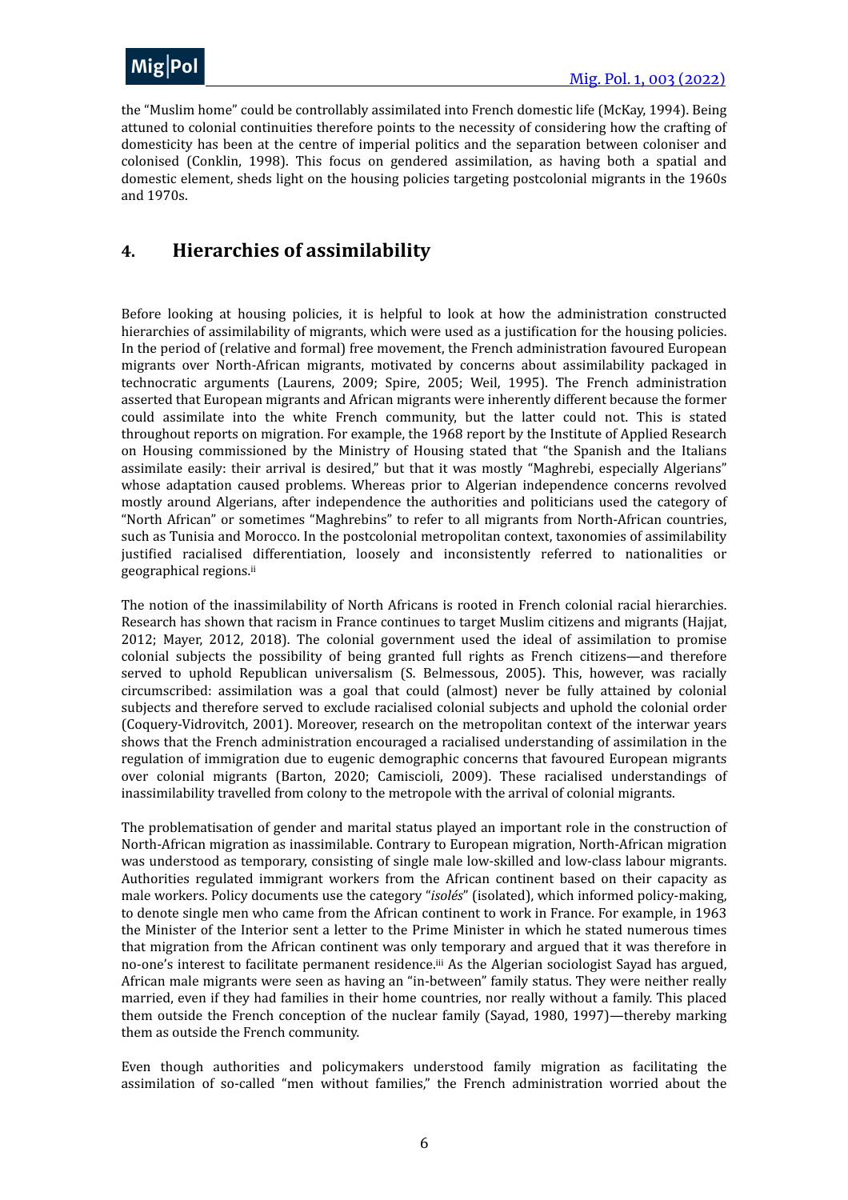the "Muslim home" could be controllably assimilated into French domestic life (McKay, 1994). Being attuned to colonial continuities therefore points to the necessity of considering how the crafting of domesticity has been at the centre of imperial politics and the separation between coloniser and colonised (Conklin, 1998). This focus on gendered assimilation, as having both a spatial and domestic element, sheds light on the housing policies targeting postcolonial migrants in the 1960s and 1970s.

## 4. Hierarchies of assimilability

Before looking at housing policies, it is helpful to look at how the administration constructed hierarchies of assimilability of migrants, which were used as a justification for the housing policies. In the period of (relative and formal) free movement, the French administration favoured European migrants over North-African migrants, motivated by concerns about assimilability packaged in technocratic arguments (Laurens, 2009; Spire, 2005; Weil, 1995). The French administration asserted that European migrants and African migrants were inherently different because the former could assimilate into the white French community, but the latter could not. This is stated throughout reports on migration. For example, the 1968 report by the Institute of Applied Research on Housing commissioned by the Ministry of Housing stated that "the Spanish and the Italians assimilate easily: their arrival is desired," but that it was mostly "Maghrebi, especially Algerians" whose adaptation caused problems. Whereas prior to Algerian independence concerns revolved mostly around Algerians, after independence the authorities and politicians used the category of "North African" or sometimes "Maghrebins" to refer to all migrants from North-African countries, such as Tunisia and Morocco. In the postcolonial metropolitan context, taxonomies of assimilability justified racialised differentiation, loosely and inconsistently referred to nationalities or geographical regions.[ii]

The notion of the inassimilability of North Africans is rooted in French colonial racial hierarchies. Research has shown that racism in France continues to target Muslim citizens and migrants (Hajjat, 2012; Mayer, 2012, 2018). The colonial government used the ideal of assimilation to promise colonial subjects the possibility of being granted full rights as French citizens—and therefore served to uphold Republican universalism (S. Belmessous, 2005). This, however, was racially circumscribed: assimilation was a goal that could (almost) never be fully attained by colonial subjects and therefore served to exclude racialised colonial subjects and uphold the colonial order (Coquery-Vidrovitch, 2001). Moreover, research on the metropolitan context of the interwar years shows that the French administration encouraged a racialised understanding of assimilation in the regulation of immigration due to eugenic demographic concerns that favoured European migrants over colonial migrants (Barton, 2020; Camiscioli, 2009). These racialised understandings of inassimilability travelled from colony to the metropole with the arrival of colonial migrants.

The problematisation of gender and marital status played an important role in the construction of North-African migration as inassimilable. Contrary to European migration, North-African migration was understood as temporary, consisting of single male low-skilled and low-class labour migrants. Authorities regulated immigrant workers from the African continent based on their capacity as male workers. Policy documents use the category "*isolés*" (isolated), which informed policy-making, to denote single men who came from the African continent to work in France. For example, in 1963 the Minister of the Interior sent a letter to the Prime Minister in which he stated numerous times that migration from the African continent was only temporary and argued that it was therefore in no-one's interest to facilitate permanent residence.[iii] As the Algerian sociologist Sayad has argued, African male migrants were seen as having an "in-between" family status. They were neither really married, even if they had families in their home countries, nor really without a family. This placed them outside the French conception of the nuclear family (Sayad, 1980, 1997)—thereby marking them as outside the French community.

Even though authorities and policymakers understood family migration as facilitating the assimilation of so-called "men without families," the French administration worried about the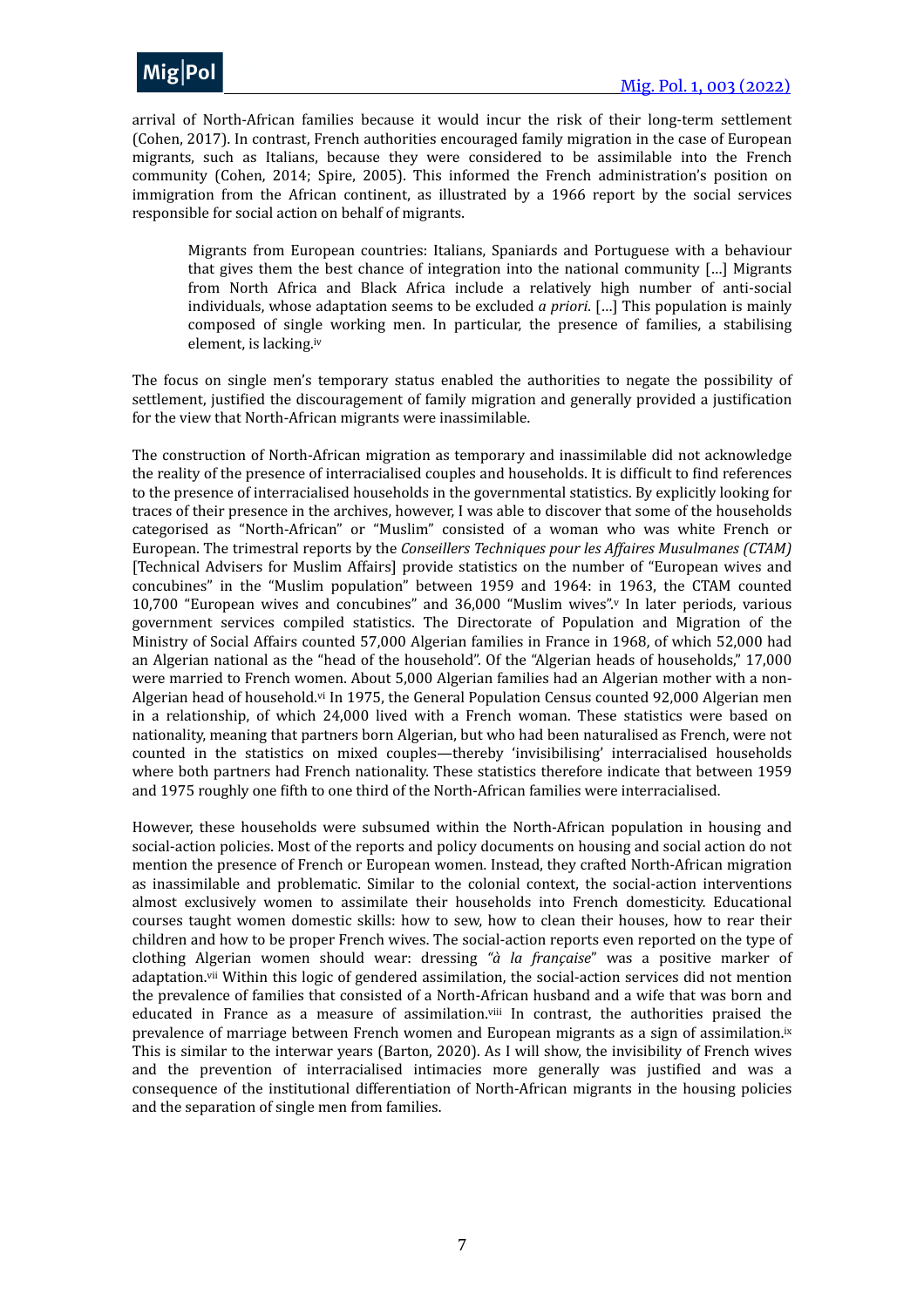arrival of North-African families because it would incur the risk of their long-term settlement (Cohen, 2017). In contrast, French authorities encouraged family migration in the case of European migrants, such as Italians, because they were considered to be assimilable into the French community (Cohen, 2014; Spire, 2005). This informed the French administration's position on immigration from the African continent, as illustrated by a 1966 report by the social services responsible for social action on behalf of migrants.

> Migrants from European countries: Italians, Spaniards and Portuguese with a behaviour that gives them the best chance of integration into the national community […] Migrants from North Africa and Black Africa include a relatively high number of anti-social individuals, whose adaptation seems to be excluded *a priori*. […] This population is mainly composed of single working men. In particular, the presence of families, a stabilising element, is lacking.[iv]

The focus on single men's temporary status enabled the authorities to negate the possibility of settlement, justified the discouragement of family migration and generally provided a justification for the view that North-African migrants were inassimilable.

The construction of North-African migration as temporary and inassimilable did not acknowledge the reality of the presence of interracialised couples and households. It is difficult to find references to the presence of interracialised households in the governmental statistics. By explicitly looking for traces of their presence in the archives, however, I was able to discover that some of the households categorised as "North-African" or "Muslim" consisted of a woman who was white French or European. The trimestral reports by the *Conseillers Techniques pour les Affaires Musulmanes (CTAM)* [Technical Advisers for Muslim Affairs] provide statistics on the number of "European wives and concubines" in the "Muslim population" between 1959 and 1964: in 1963, the CTAM counted 10,700 "European wives and concubines" and 36,000 "Muslim wives".[v] In later periods, various government services compiled statistics. The Directorate of Population and Migration of the Ministry of Social Affairs counted 57,000 Algerian families in France in 1968, of which 52,000 had an Algerian national as the "head of the household". Of the "Algerian heads of households," 17,000 were married to French women. About 5,000 Algerian families had an Algerian mother with a non-Algerian head of household.[vi] In 1975, the General Population Census counted 92,000 Algerian men in a relationship, of which 24,000 lived with a French woman. These statistics were based on nationality, meaning that partners born Algerian, but who had been naturalised as French, were not counted in the statistics on mixed couples—thereby 'invisibilising' interracialised households where both partners had French nationality. These statistics therefore indicate that between 1959 and 1975 roughly one fifth to one third of the North-African families were interracialised.

However, these households were subsumed within the North-African population in housing and social-action policies. Most of the reports and policy documents on housing and social action do not mention the presence of French or European women. Instead, they crafted North-African migration as inassimilable and problematic. Similar to the colonial context, the social-action interventions almost exclusively women to assimilate their households into French domesticity. Educational courses taught women domestic skills: how to sew, how to clean their houses, how to rear their children and how to be proper French wives. The social-action reports even reported on the type of clothing Algerian women should wear: dressing "*à la française*" was a positive marker of adaptation.[vii] Within this logic of gendered assimilation, the social-action services did not mention the prevalence of families that consisted of a North-African husband and a wife that was born and educated in France as a measure of assimilation.[viii] In contrast, the authorities praised the prevalence of marriage between French women and European migrants as a sign of assimilation.[ix] This is similar to the interwar years (Barton, 2020). As I will show, the invisibility of French wives and the prevention of interracialised intimacies more generally was justified and was a consequence of the institutional differentiation of North-African migrants in the housing policies and the separation of single men from families.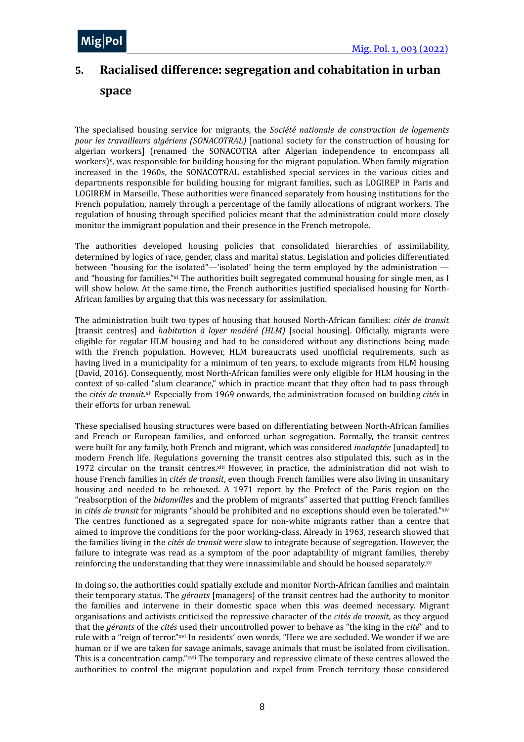## 5. Racialised difference: segregation and cohabitation in urban space

The specialised housing service for migrants, the *Société nationale de construction de logements pour les travailleurs algériens (SONACOTRAL)* [national society for the construction of housing for algerian workers] (renamed the SONACOTRA after Algerian independence to encompass all workers)[x], was responsible for building housing for the migrant population. When family migration increased in the 1960s, the SONACOTRAL established special services in the various cities and departments responsible for building housing for migrant families, such as LOGIREP in Paris and LOGIREM in Marseille. These authorities were financed separately from housing institutions for the French population, namely through a percentage of the family allocations of migrant workers. The regulation of housing through specified policies meant that the administration could more closely monitor the immigrant population and their presence in the French metropole.

The authorities developed housing policies that consolidated hierarchies of assimilability, determined by logics of race, gender, class and marital status. Legislation and policies differentiated between "housing for the isolated"—'isolated' being the term employed by the administration — and "housing for families."[xi] The authorities built segregated communal housing for single men, as I will show below. At the same time, the French authorities justified specialised housing for North-African families by arguing that this was necessary for assimilation.

The administration built two types of housing that housed North-African families: *cités de transit* [transit centres] and *habitation à loyer modéré (HLM)* [social housing]. Officially, migrants were eligible for regular HLM housing and had to be considered without any distinctions being made with the French population. However, HLM bureaucrats used unofficial requirements, such as having lived in a municipality for a minimum of ten years, to exclude migrants from HLM housing (David, 2016). Consequently, most North-African families were only eligible for HLM housing in the context of so-called "slum clearance," which in practice meant that they often had to pass through the *cités de transit*.[xii] Especially from 1969 onwards, the administration focused on building *cités* in their efforts for urban renewal.

These specialised housing structures were based on differentiating between North-African families and French or European families, and enforced urban segregation. Formally, the transit centres were built for any family, both French and migrant, which was considered *inadaptée* [unadapted] to modern French life. Regulations governing the transit centres also stipulated this, such as in the 1972 circular on the transit centres.[xiii] However, in practice, the administration did not wish to house French families in *cités de transit*, even though French families were also living in unsanitary housing and needed to be rehoused. A 1971 report by the Prefect of the Paris region on the "reabsorption of the *bidonville*s and the problem of migrants" asserted that putting French families in *cités de transit* for migrants "should be prohibited and no exceptions should even be tolerated."[xiv] The centres functioned as a segregated space for non-white migrants rather than a centre that aimed to improve the conditions for the poor working-class. Already in 1963, research showed that the families living in the *cités de transit* were slow to integrate because of segregation. However, the failure to integrate was read as a symptom of the poor adaptability of migrant families, thereby reinforcing the understanding that they were innassimilable and should be housed separately.[xv]

In doing so, the authorities could spatially exclude and monitor North-African families and maintain their temporary status. The *gérants* [managers] of the transit centres had the authority to monitor the families and intervene in their domestic space when this was deemed necessary. Migrant organisations and activists criticised the repressive character of the *cités de transit*, as they argued that the *gérants* of the *cités* used their uncontrolled power to behave as "the king in the *cité*" and to rule with a "reign of terror."[xvi] In residents' own words, "Here we are secluded. We wonder if we are human or if we are taken for savage animals, savage animals that must be isolated from civilisation. This is a concentration camp."[xvii] The temporary and repressive climate of these centres allowed the authorities to control the migrant population and expel from French territory those considered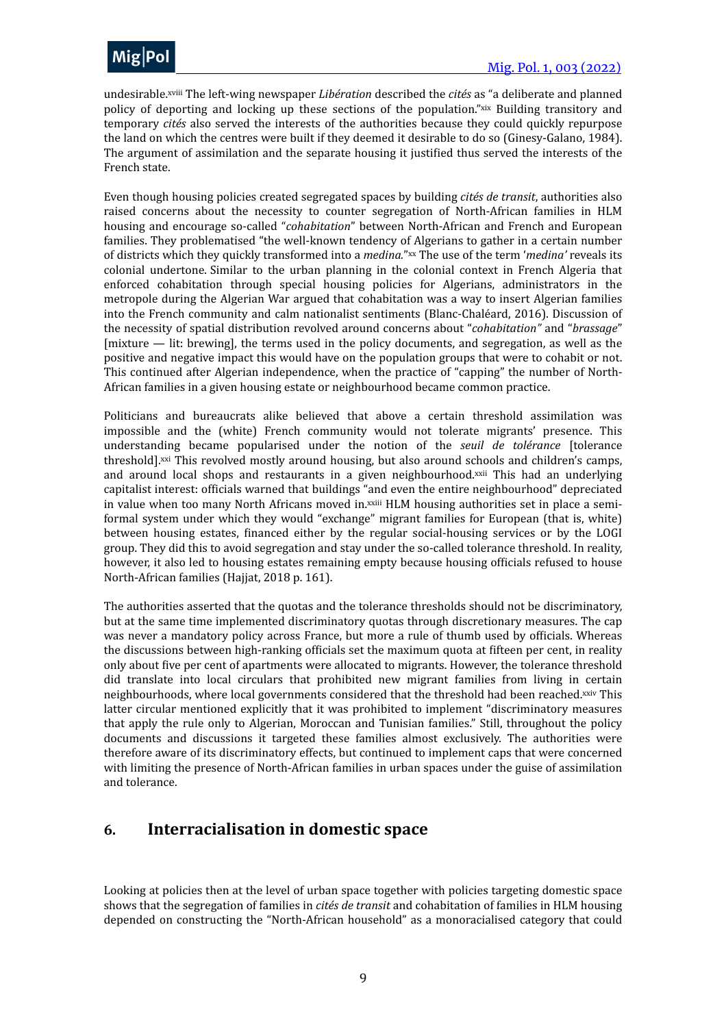undesirable.[xviii] The left-wing newspaper *Libération* described the *cités* as "a deliberate and planned policy of deporting and locking up these sections of the population."[xix] Building transitory and temporary *cités* also served the interests of the authorities because they could quickly repurpose the land on which the centres were built if they deemed it desirable to do so (Ginesy-Galano, 1984). The argument of assimilation and the separate housing it justified thus served the interests of the French state.

Even though housing policies created segregated spaces by building *cités de transit*, authorities also raised concerns about the necessity to counter segregation of North-African families in HLM housing and encourage so-called "*cohabitation*" between North-African and French and European families. They problematised "the well-known tendency of Algerians to gather in a certain number of districts which they quickly transformed into a *medina*."[xx] The use of the term '*medina'* reveals its colonial undertone. Similar to the urban planning in the colonial context in French Algeria that enforced cohabitation through special housing policies for Algerians, administrators in the metropole during the Algerian War argued that cohabitation was a way to insert Algerian families into the French community and calm nationalist sentiments (Blanc-Chaléard, 2016). Discussion of the necessity of spatial distribution revolved around concerns about "*cohabitation"* and "*brassage*" [mixture — lit: brewing], the terms used in the policy documents, and segregation, as well as the positive and negative impact this would have on the population groups that were to cohabit or not. This continued after Algerian independence, when the practice of "capping" the number of North-African families in a given housing estate or neighbourhood became common practice.

Politicians and bureaucrats alike believed that above a certain threshold assimilation was impossible and the (white) French community would not tolerate migrants' presence. This understanding became popularised under the notion of the *seuil de tolérance* [tolerance threshold].[xxi] This revolved mostly around housing, but also around schools and children's camps, and around local shops and restaurants in a given neighbourhood.[xxii] This had an underlying capitalist interest: officials warned that buildings "and even the entire neighbourhood" depreciated in value when too many North Africans moved in.[xxiii] HLM housing authorities set in place a semi-formal system under which they would "exchange" migrant families for European (that is, white) between housing estates, financed either by the regular social-housing services or by the LOGI group. They did this to avoid segregation and stay under the so-called tolerance threshold. In reality, however, it also led to housing estates remaining empty because housing officials refused to house North-African families (Hajjat, 2018 p. 161).

The authorities asserted that the quotas and the tolerance thresholds should not be discriminatory, but at the same time implemented discriminatory quotas through discretionary measures. The cap was never a mandatory policy across France, but more a rule of thumb used by officials. Whereas the discussions between high-ranking officials set the maximum quota at fifteen per cent, in reality only about five per cent of apartments were allocated to migrants. However, the tolerance threshold did translate into local circulars that prohibited new migrant families from living in certain neighbourhoods, where local governments considered that the threshold had been reached.[xxiv] This latter circular mentioned explicitly that it was prohibited to implement "discriminatory measures that apply the rule only to Algerian, Moroccan and Tunisian families." Still, throughout the policy documents and discussions it targeted these families almost exclusively. The authorities were therefore aware of its discriminatory effects, but continued to implement caps that were concerned with limiting the presence of North-African families in urban spaces under the guise of assimilation and tolerance.

## 6. Interracialisation in domestic space

Looking at policies then at the level of urban space together with policies targeting domestic space shows that the segregation of families in *cités de transit* and cohabitation of families in HLM housing depended on constructing the "North-African household" as a monoracialised category that could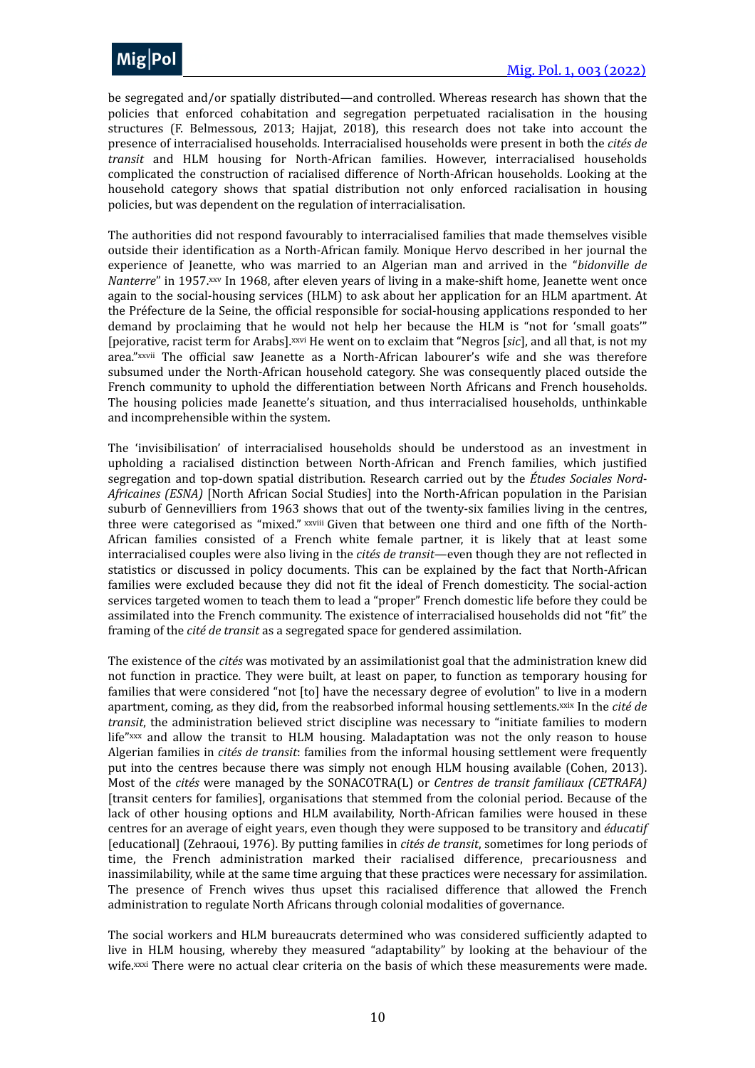be segregated and/or spatially distributed—and controlled. Whereas research has shown that the policies that enforced cohabitation and segregation perpetuated racialisation in the housing structures (F. Belmessous, 2013; Hajjat, 2018), this research does not take into account the presence of interracialised households. Interracialised households were present in both the *cités de transit* and HLM housing for North-African families. However, interracialised households complicated the construction of racialised difference of North-African households. Looking at the household category shows that spatial distribution not only enforced racialisation in housing policies, but was dependent on the regulation of interracialisation.

The authorities did not respond favourably to interracialised families that made themselves visible outside their identification as a North-African family. Monique Hervo described in her journal the experience of Jeanette, who was married to an Algerian man and arrived in the "*bidonville de Nanterre*" in 1957.[xxv] In 1968, after eleven years of living in a make-shift home, Jeanette went once again to the social-housing services (HLM) to ask about her application for an HLM apartment. At the Préfecture de la Seine, the official responsible for social-housing applications responded to her demand by proclaiming that he would not help her because the HLM is "not for 'small goats'" [pejorative, racist term for Arabs].[xxvi] He went on to exclaim that "Negros [*sic*], and all that, is not my area."[xxvii] The official saw Jeanette as a North-African labourer's wife and she was therefore subsumed under the North-African household category. She was consequently placed outside the French community to uphold the differentiation between North Africans and French households. The housing policies made Jeanette's situation, and thus interracialised households, unthinkable and incomprehensible within the system.

The 'invisibilisation' of interracialised households should be understood as an investment in upholding a racialised distinction between North-African and French families, which justified segregation and top-down spatial distribution. Research carried out by the *Études Sociales Nord-Africaines (ESNA)* [North African Social Studies] into the North-African population in the Parisian suburb of Gennevilliers from 1963 shows that out of the twenty-six families living in the centres, three were categorised as "mixed." [xxviii] Given that between one third and one fifth of the North-African families consisted of a French white female partner, it is likely that at least some interracialised couples were also living in the *cités de transit*—even though they are not reflected in statistics or discussed in policy documents. This can be explained by the fact that North-African families were excluded because they did not fit the ideal of French domesticity. The social-action services targeted women to teach them to lead a "proper" French domestic life before they could be assimilated into the French community. The existence of interracialised households did not "fit" the framing of the *cité de transit* as a segregated space for gendered assimilation.

The existence of the *cités* was motivated by an assimilationist goal that the administration knew did not function in practice. They were built, at least on paper, to function as temporary housing for families that were considered "not [to] have the necessary degree of evolution" to live in a modern apartment, coming, as they did, from the reabsorbed informal housing settlements.[xxix] In the *cité de transit*, the administration believed strict discipline was necessary to "initiate families to modern life"[xxx] and allow the transit to HLM housing. Maladaptation was not the only reason to house Algerian families in *cités de transit*: families from the informal housing settlement were frequently put into the centres because there was simply not enough HLM housing available (Cohen, 2013). Most of the *cités* were managed by the SONACOTRA(L) or *Centres de transit familiaux (CETRAFA)* [transit centers for families], organisations that stemmed from the colonial period. Because of the lack of other housing options and HLM availability, North-African families were housed in these centres for an average of eight years, even though they were supposed to be transitory and *éducatif* [educational] (Zehraoui, 1976). By putting families in *cités de transit*, sometimes for long periods of time, the French administration marked their racialised difference, precariousness and inassimilability, while at the same time arguing that these practices were necessary for assimilation. The presence of French wives thus upset this racialised difference that allowed the French administration to regulate North Africans through colonial modalities of governance.

The social workers and HLM bureaucrats determined who was considered sufficiently adapted to live in HLM housing, whereby they measured "adaptability" by looking at the behaviour of the wife.[xxxi] There were no actual clear criteria on the basis of which these measurements were made.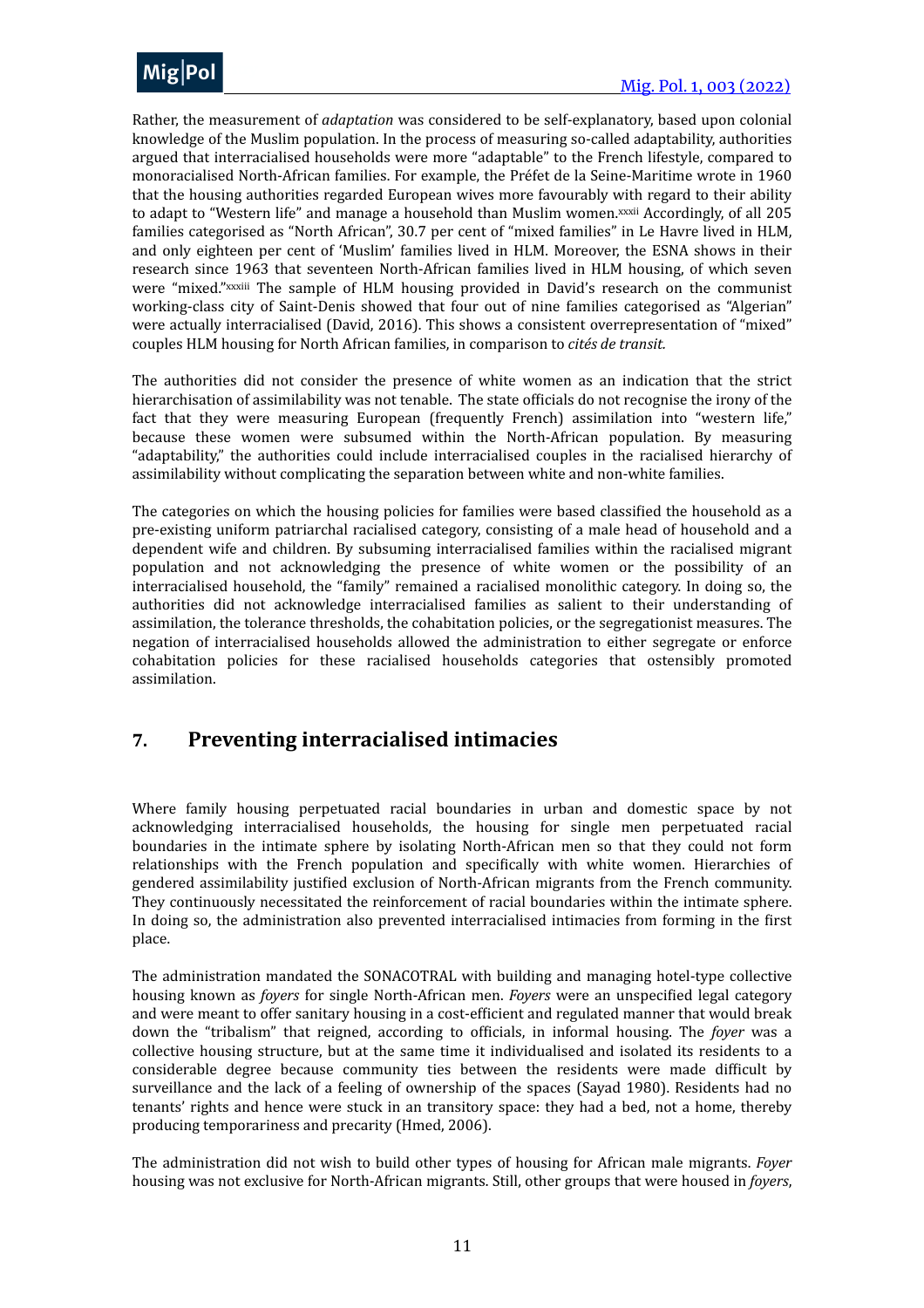Rather, the measurement of *adaptation* was considered to be self-explanatory, based upon colonial knowledge of the Muslim population. In the process of measuring so-called adaptability, authorities argued that interracialised households were more "adaptable" to the French lifestyle, compared to monoracialised North-African families. For example, the Préfet de la Seine-Maritime wrote in 1960 that the housing authorities regarded European wives more favourably with regard to their ability to adapt to "Western life" and manage a household than Muslim women.[xxxii] Accordingly, of all 205 families categorised as "North African", 30.7 per cent of "mixed families" in Le Havre lived in HLM, and only eighteen per cent of 'Muslim' families lived in HLM. Moreover, the ESNA shows in their research since 1963 that seventeen North-African families lived in HLM housing, of which seven were "mixed."[xxxiii] The sample of HLM housing provided in David's research on the communist working-class city of Saint-Denis showed that four out of nine families categorised as "Algerian" were actually interracialised (David, 2016). This shows a consistent overrepresentation of "mixed" couples HLM housing for North African families, in comparison to *cités de transit.*

The authorities did not consider the presence of white women as an indication that the strict hierarchisation of assimilability was not tenable. The state officials do not recognise the irony of the fact that they were measuring European (frequently French) assimilation into "western life," because these women were subsumed within the North-African population. By measuring "adaptability," the authorities could include interracialised couples in the racialised hierarchy of assimilability without complicating the separation between white and non-white families.

The categories on which the housing policies for families were based classified the household as a pre-existing uniform patriarchal racialised category, consisting of a male head of household and a dependent wife and children. By subsuming interracialised families within the racialised migrant population and not acknowledging the presence of white women or the possibility of an interracialised household, the "family" remained a racialised monolithic category. In doing so, the authorities did not acknowledge interracialised families as salient to their understanding of assimilation, the tolerance thresholds, the cohabitation policies, or the segregationist measures. The negation of interracialised households allowed the administration to either segregate or enforce cohabitation policies for these racialised households categories that ostensibly promoted assimilation.

## 7. Preventing interracialised intimacies

Where family housing perpetuated racial boundaries in urban and domestic space by not acknowledging interracialised households, the housing for single men perpetuated racial boundaries in the intimate sphere by isolating North-African men so that they could not form relationships with the French population and specifically with white women. Hierarchies of gendered assimilability justified exclusion of North-African migrants from the French community. They continuously necessitated the reinforcement of racial boundaries within the intimate sphere. In doing so, the administration also prevented interracialised intimacies from forming in the first place.

The administration mandated the SONACOTRAL with building and managing hotel-type collective housing known as *foyers* for single North-African men. *Foyers* were an unspecified legal category and were meant to offer sanitary housing in a cost-efficient and regulated manner that would break down the "tribalism" that reigned, according to officials, in informal housing. The *foyer* was a collective housing structure, but at the same time it individualised and isolated its residents to a considerable degree because community ties between the residents were made difficult by surveillance and the lack of a feeling of ownership of the spaces (Sayad 1980). Residents had no tenants' rights and hence were stuck in an transitory space: they had a bed, not a home, thereby producing temporariness and precarity (Hmed, 2006).

The administration did not wish to build other types of housing for African male migrants. *Foyer* housing was not exclusive for North-African migrants. Still, other groups that were housed in *foyers*,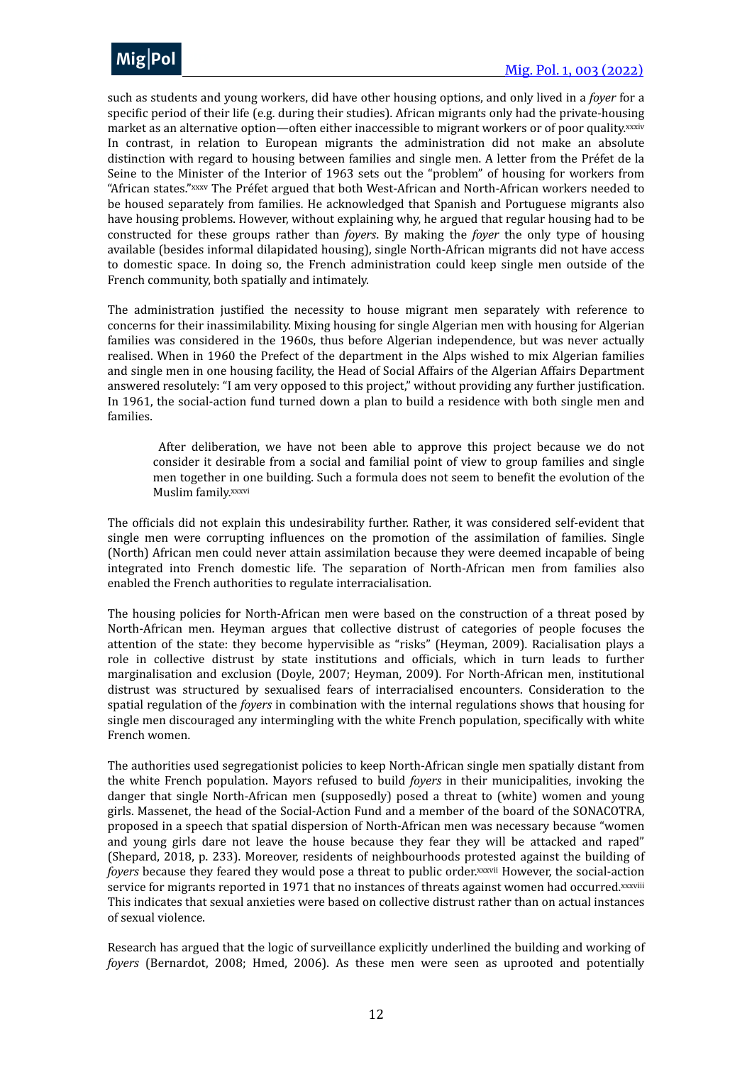such as students and young workers, did have other housing options, and only lived in a *foyer* for a specific period of their life (e.g. during their studies). African migrants only had the private-housing market as an alternative option—often either inaccessible to migrant workers or of poor quality.[xxxiv] In contrast, in relation to European migrants the administration did not make an absolute distinction with regard to housing between families and single men. A letter from the Préfet de la Seine to the Minister of the Interior of 1963 sets out the "problem" of housing for workers from "African states."[xxxv] The Préfet argued that both West-African and North-African workers needed to be housed separately from families. He acknowledged that Spanish and Portuguese migrants also have housing problems. However, without explaining why, he argued that regular housing had to be constructed for these groups rather than *foyers*. By making the *foyer* the only type of housing available (besides informal dilapidated housing), single North-African migrants did not have access to domestic space. In doing so, the French administration could keep single men outside of the French community, both spatially and intimately.

The administration justified the necessity to house migrant men separately with reference to concerns for their inassimilability. Mixing housing for single Algerian men with housing for Algerian families was considered in the 1960s, thus before Algerian independence, but was never actually realised. When in 1960 the Prefect of the department in the Alps wished to mix Algerian families and single men in one housing facility, the Head of Social Affairs of the Algerian Affairs Department answered resolutely: "I am very opposed to this project," without providing any further justification. In 1961, the social-action fund turned down a plan to build a residence with both single men and families.

> After deliberation, we have not been able to approve this project because we do not consider it desirable from a social and familial point of view to group families and single men together in one building. Such a formula does not seem to benefit the evolution of the Muslim family.[xxxvi]

The officials did not explain this undesirability further. Rather, it was considered self-evident that single men were corrupting influences on the promotion of the assimilation of families. Single (North) African men could never attain assimilation because they were deemed incapable of being integrated into French domestic life. The separation of North-African men from families also enabled the French authorities to regulate interracialisation.

The housing policies for North-African men were based on the construction of a threat posed by North-African men. Heyman argues that collective distrust of categories of people focuses the attention of the state: they become hypervisible as "risks" (Heyman, 2009). Racialisation plays a role in collective distrust by state institutions and officials, which in turn leads to further marginalisation and exclusion (Doyle, 2007; Heyman, 2009). For North-African men, institutional distrust was structured by sexualised fears of interracialised encounters. Consideration to the spatial regulation of the *foyers* in combination with the internal regulations shows that housing for single men discouraged any intermingling with the white French population, specifically with white French women.

The authorities used segregationist policies to keep North-African single men spatially distant from the white French population. Mayors refused to build *foyers* in their municipalities, invoking the danger that single North-African men (supposedly) posed a threat to (white) women and young girls. Massenet, the head of the Social-Action Fund and a member of the board of the SONACOTRA, proposed in a speech that spatial dispersion of North-African men was necessary because "women and young girls dare not leave the house because they fear they will be attacked and raped" (Shepard, 2018, p. 233). Moreover, residents of neighbourhoods protested against the building of *foyers* because they feared they would pose a threat to public order.[xxxvii] However, the social-action service for migrants reported in 1971 that no instances of threats against women had occurred.[xxxviii] This indicates that sexual anxieties were based on collective distrust rather than on actual instances of sexual violence.

Research has argued that the logic of surveillance explicitly underlined the building and working of *foyers* (Bernardot, 2008; Hmed, 2006). As these men were seen as uprooted and potentially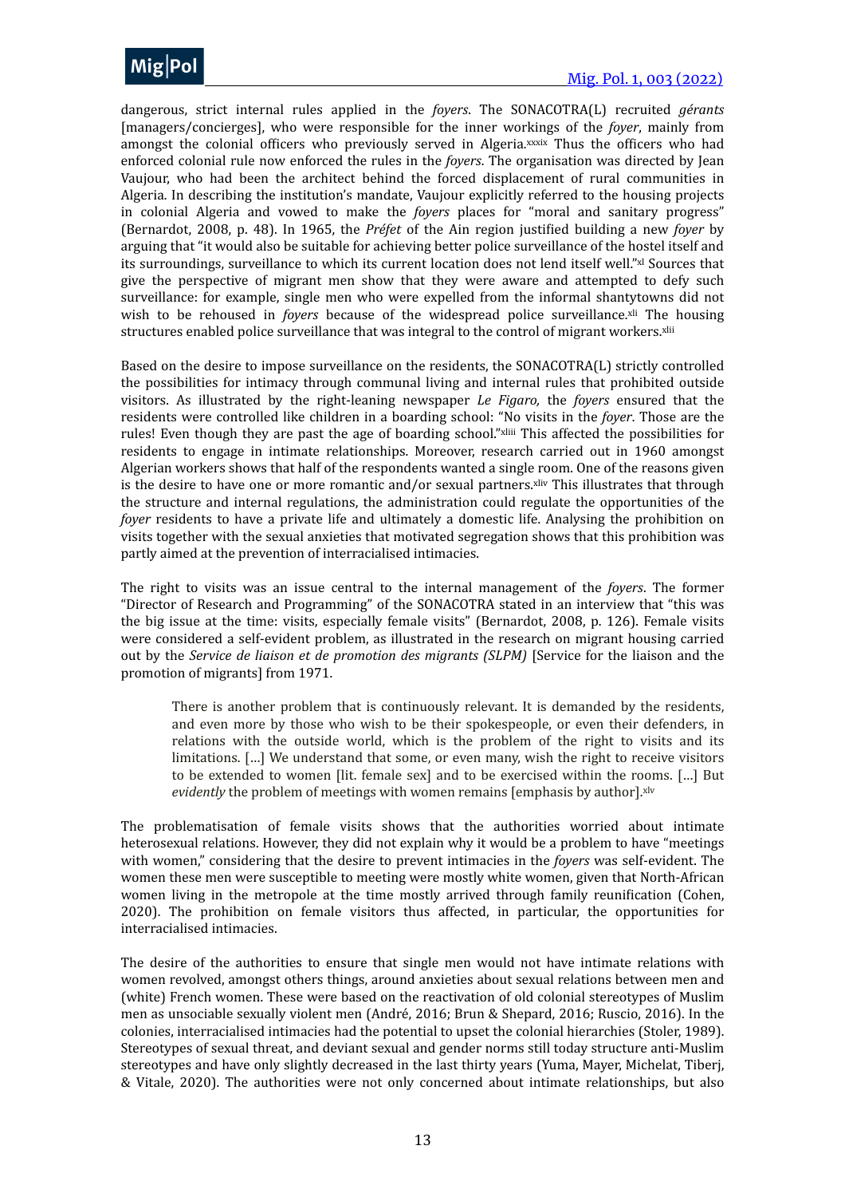dangerous, strict internal rules applied in the *foyers*. The SONACOTRA(L) recruited *gérants* [managers/concierges], who were responsible for the inner workings of the *foyer*, mainly from amongst the colonial officers who previously served in Algeria.[xxxix] Thus the officers who had enforced colonial rule now enforced the rules in the *foyers*. The organisation was directed by Jean Vaujour, who had been the architect behind the forced displacement of rural communities in Algeria. In describing the institution's mandate, Vaujour explicitly referred to the housing projects in colonial Algeria and vowed to make the *foyers* places for "moral and sanitary progress" (Bernardot, 2008, p. 48). In 1965, the *Préfet* of the Ain region justified building a new *foyer* by arguing that "it would also be suitable for achieving better police surveillance of the hostel itself and its surroundings, surveillance to which its current location does not lend itself well."[xl] Sources that give the perspective of migrant men show that they were aware and attempted to defy such surveillance: for example, single men who were expelled from the informal shantytowns did not wish to be rehoused in *foyers* because of the widespread police surveillance.[xli] The housing structures enabled police surveillance that was integral to the control of migrant workers.[xlii]

Based on the desire to impose surveillance on the residents, the SONACOTRA(L) strictly controlled the possibilities for intimacy through communal living and internal rules that prohibited outside visitors. As illustrated by the right-leaning newspaper *Le Figaro,* the *foyers* ensured that the residents were controlled like children in a boarding school: "No visits in the *foyer*. Those are the rules! Even though they are past the age of boarding school."[xliii] This affected the possibilities for residents to engage in intimate relationships. Moreover, research carried out in 1960 amongst Algerian workers shows that half of the respondents wanted a single room. One of the reasons given is the desire to have one or more romantic and/or sexual partners.[xliv] This illustrates that through the structure and internal regulations, the administration could regulate the opportunities of the *foyer* residents to have a private life and ultimately a domestic life. Analysing the prohibition on visits together with the sexual anxieties that motivated segregation shows that this prohibition was partly aimed at the prevention of interracialised intimacies.

The right to visits was an issue central to the internal management of the *foyers*. The former "Director of Research and Programming" of the SONACOTRA stated in an interview that "this was the big issue at the time: visits, especially female visits" (Bernardot, 2008, p. 126). Female visits were considered a self-evident problem, as illustrated in the research on migrant housing carried out by the *Service de liaison et de promotion des migrants (SLPM)* [Service for the liaison and the promotion of migrants] from 1971.

> There is another problem that is continuously relevant. It is demanded by the residents, and even more by those who wish to be their spokespeople, or even their defenders, in relations with the outside world, which is the problem of the right to visits and its limitations. […] We understand that some, or even many, wish the right to receive visitors to be extended to women [lit. female sex] and to be exercised within the rooms. […] But *evidently* the problem of meetings with women remains [emphasis by author].[xlv]

The problematisation of female visits shows that the authorities worried about intimate heterosexual relations. However, they did not explain why it would be a problem to have "meetings with women," considering that the desire to prevent intimacies in the *foyers* was self-evident. The women these men were susceptible to meeting were mostly white women, given that North-African women living in the metropole at the time mostly arrived through family reunification (Cohen, 2020). The prohibition on female visitors thus affected, in particular, the opportunities for interracialised intimacies.

The desire of the authorities to ensure that single men would not have intimate relations with women revolved, amongst others things, around anxieties about sexual relations between men and (white) French women. These were based on the reactivation of old colonial stereotypes of Muslim men as unsociable sexually violent men (André, 2016; Brun & Shepard, 2016; Ruscio, 2016). In the colonies, interracialised intimacies had the potential to upset the colonial hierarchies (Stoler, 1989). Stereotypes of sexual threat, and deviant sexual and gender norms still today structure anti-Muslim stereotypes and have only slightly decreased in the last thirty years (Yuma, Mayer, Michelat, Tiberj, & Vitale, 2020). The authorities were not only concerned about intimate relationships, but also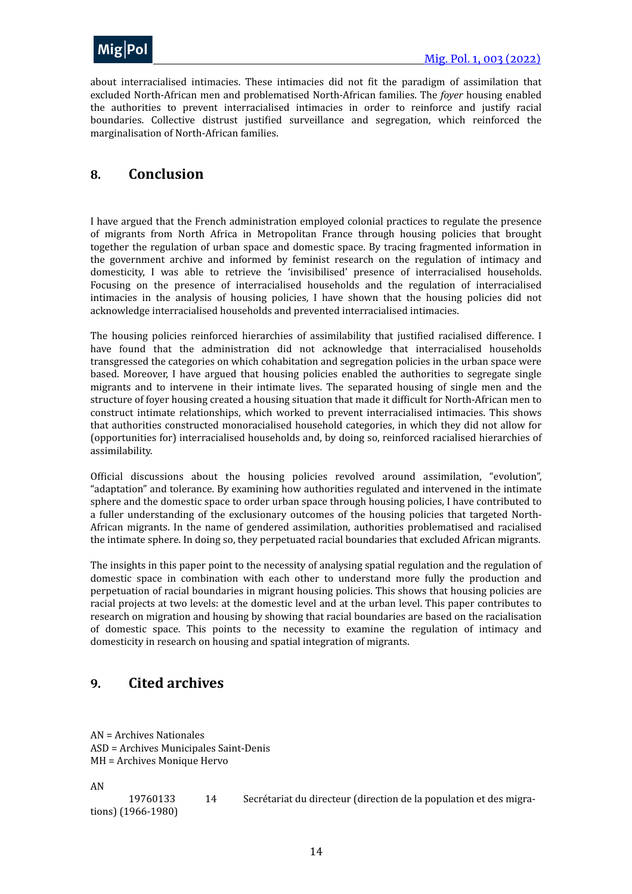about interracialised intimacies. These intimacies did not fit the paradigm of assimilation that excluded North-African men and problematised North-African families. The *foyer* housing enabled the authorities to prevent interracialised intimacies in order to reinforce and justify racial boundaries. Collective distrust justified surveillance and segregation, which reinforced the marginalisation of North-African families.

## 8. Conclusion

I have argued that the French administration employed colonial practices to regulate the presence of migrants from North Africa in Metropolitan France through housing policies that brought together the regulation of urban space and domestic space. By tracing fragmented information in the government archive and informed by feminist research on the regulation of intimacy and domesticity, I was able to retrieve the 'invisibilised' presence of interracialised households. Focusing on the presence of interracialised households and the regulation of interracialised intimacies in the analysis of housing policies, I have shown that the housing policies did not acknowledge interracialised households and prevented interracialised intimacies.

The housing policies reinforced hierarchies of assimilability that justified racialised difference. I have found that the administration did not acknowledge that interracialised households transgressed the categories on which cohabitation and segregation policies in the urban space were based. Moreover, I have argued that housing policies enabled the authorities to segregate single migrants and to intervene in their intimate lives. The separated housing of single men and the structure of foyer housing created a housing situation that made it difficult for North-African men to construct intimate relationships, which worked to prevent interracialised intimacies. This shows that authorities constructed monoracialised household categories, in which they did not allow for (opportunities for) interracialised households and, by doing so, reinforced racialised hierarchies of assimilability.

Official discussions about the housing policies revolved around assimilation, "evolution", "adaptation" and tolerance. By examining how authorities regulated and intervened in the intimate sphere and the domestic space to order urban space through housing policies, I have contributed to a fuller understanding of the exclusionary outcomes of the housing policies that targeted North-African migrants. In the name of gendered assimilation, authorities problematised and racialised the intimate sphere. In doing so, they perpetuated racial boundaries that excluded African migrants.

The insights in this paper point to the necessity of analysing spatial regulation and the regulation of domestic space in combination with each other to understand more fully the production and perpetuation of racial boundaries in migrant housing policies. This shows that housing policies are racial projects at two levels: at the domestic level and at the urban level. This paper contributes to research on migration and housing by showing that racial boundaries are based on the racialisation of domestic space. This points to the necessity to examine the regulation of intimacy and domesticity in research on housing and spatial integration of migrants.

## 9. Cited archives

AN = Archives Nationales
ASD = Archives Municipales Saint-Denis
MH = Archives Monique Hervo

AN

19760133 14 Secrétariat du directeur (direction de la population et des migrations) (1966-1980)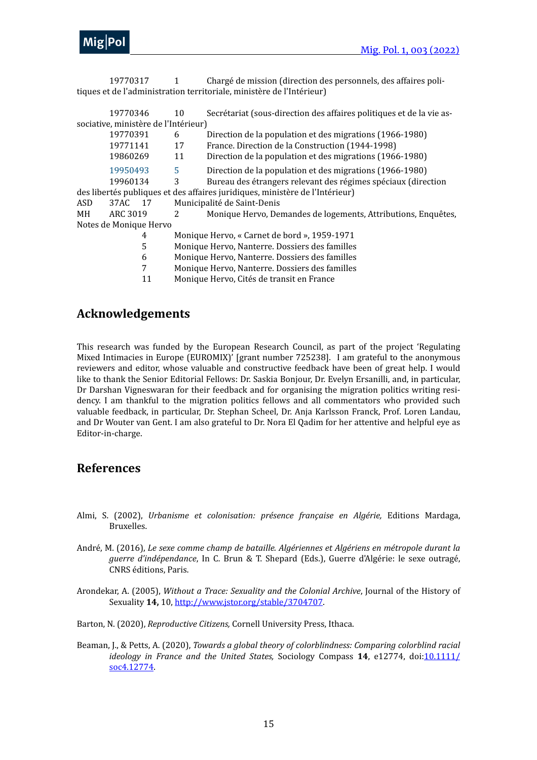19770317 1 Chargé de mission (direction des personnels, des affaires politiques et de l'administration territoriale, ministère de l'Intérieur)

19770346 10 Secrétariat (sous-direction des affaires politiques et de la vie associative, ministère de l'Intérieur)
19770391 6 Direction de la population et des migrations (1966-1980)
19771141 17 France. Direction de la Construction (1944-1998)
19860269 11 Direction de la population et des migrations (1966-1980)
19950493 5 Direction de la population et des migrations (1966-1980)
19960134 3 Bureau des étrangers relevant des régimes spéciaux (direction des libertés publiques et des affaires juridiques, ministère de l'Intérieur)
ASD 37AC 17 Municipalité de Saint-Denis
MH ARC 3019 2 Monique Hervo, Demandes de logements, Attributions, Enquêtes, Notes de Monique Hervo
4 Monique Hervo, « Carnet de bord », 1959-1971
5 Monique Hervo, Nanterre. Dossiers des familles
6 Monique Hervo, Nanterre. Dossiers des familles
7 Monique Hervo, Nanterre. Dossiers des familles
11 Monique Hervo, Cités de transit en France

## Acknowledgements

This research was funded by the European Research Council, as part of the project 'Regulating Mixed Intimacies in Europe (EUROMIX)' [grant number 725238]. I am grateful to the anonymous reviewers and editor, whose valuable and constructive feedback have been of great help. I would like to thank the Senior Editorial Fellows: Dr. Saskia Bonjour, Dr. Evelyn Ersanilli, and, in particular, Dr Darshan Vigneswaran for their feedback and for organising the migration politics writing residency. I am thankful to the migration politics fellows and all commentators who provided such valuable feedback, in particular, Dr. Stephan Scheel, Dr. Anja Karlsson Franck, Prof. Loren Landau, and Dr Wouter van Gent. I am also grateful to Dr. Nora El Qadim for her attentive and helpful eye as Editor-in-charge.

## References

Almi, S. (2002), *Urbanisme et colonisation: présence française en Algérie,* Editions Mardaga, Bruxelles.

André, M. (2016), *Le sexe comme champ de bataille. Algériennes et Algériens en métropole durant la guerre d'indépendance*, In C. Brun & T. Shepard (Eds.), Guerre d'Algérie: le sexe outragé, CNRS éditions, Paris.

Arondekar, A. (2005), *Without a Trace: Sexuality and the Colonial Archive*, Journal of the History of Sexuality **14,** 10, http://www.jstor.org/stable/3704707.

Barton, N. (2020), *Reproductive Citizens,* Cornell University Press, Ithaca.

Beaman, J., & Petts, A. (2020), *Towards a global theory of colorblindness: Comparing colorblind racial ideology in France and the United States,* Sociology Compass **14**, e12774, doi:10.1111/soc4.12774.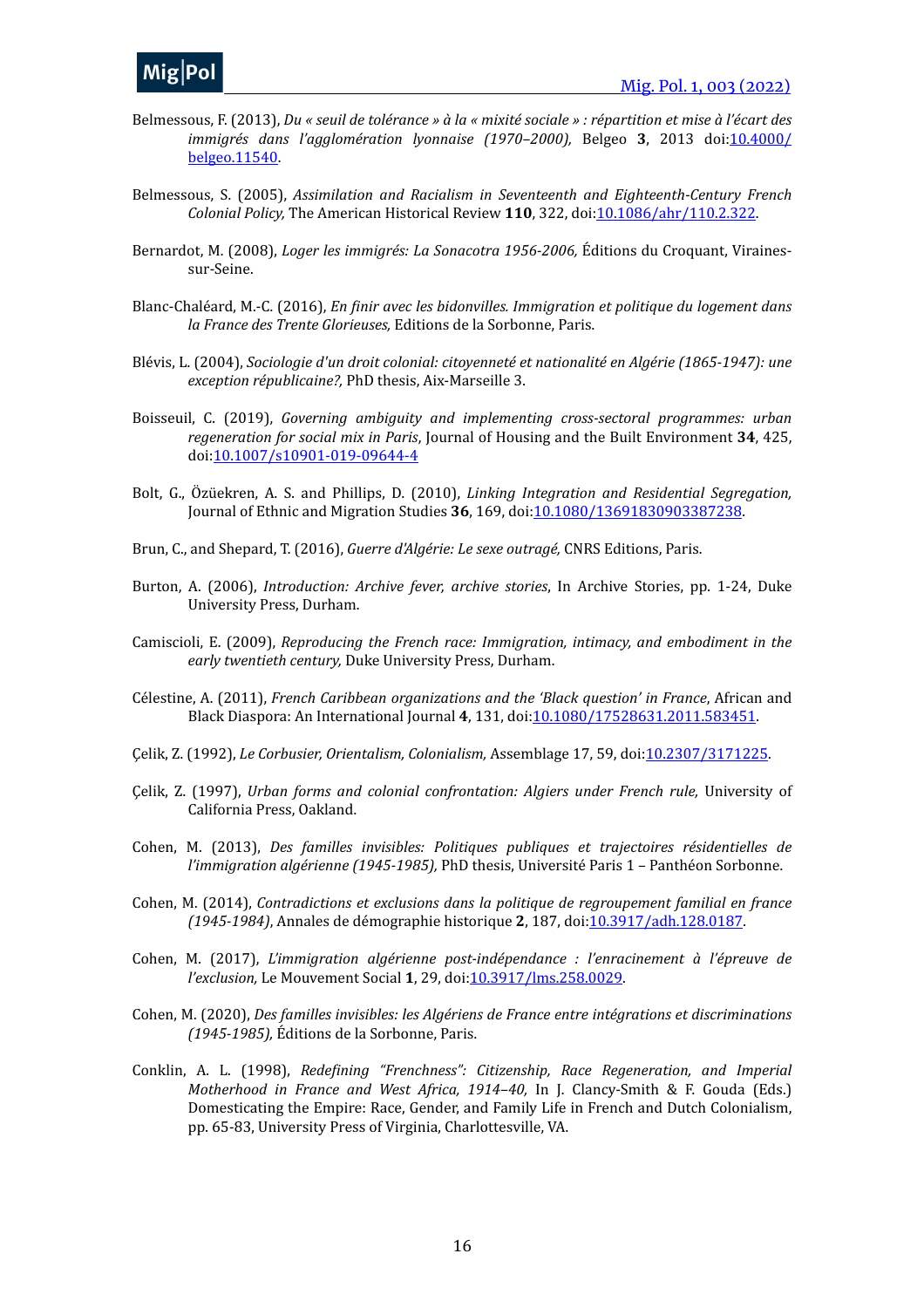Belmessous, F. (2013), *Du « seuil de tolérance » à la « mixité sociale » : répartition et mise à l'écart des immigrés dans l'agglomération lyonnaise (1970–2000),* Belgeo **3**, 2013 doi:10.4000/belgeo.11540.

Belmessous, S. (2005), *Assimilation and Racialism in Seventeenth and Eighteenth-Century French Colonial Policy,* The American Historical Review **110**, 322, doi:10.1086/ahr/110.2.322.

Bernardot, M. (2008), *Loger les immigrés: La Sonacotra 1956-2006,* Éditions du Croquant, Viraines-sur-Seine.

Blanc-Chaléard, M.-C. (2016), *En finir avec les bidonvilles. Immigration et politique du logement dans la France des Trente Glorieuses,* Editions de la Sorbonne, Paris.

Blévis, L. (2004), *Sociologie d'un droit colonial: citoyenneté et nationalité en Algérie (1865-1947): une exception républicaine?,* PhD thesis, Aix-Marseille 3.

Boisseuil, C. (2019), *Governing ambiguity and implementing cross-sectoral programmes: urban regeneration for social mix in Paris*, Journal of Housing and the Built Environment **34**, 425, doi:10.1007/s10901-019-09644-4

Bolt, G., Özüekren, A. S. and Phillips, D. (2010), *Linking Integration and Residential Segregation,* Journal of Ethnic and Migration Studies **36**, 169, doi:10.1080/13691830903387238.

Brun, C., and Shepard, T. (2016), *Guerre d'Algérie: Le sexe outragé,* CNRS Editions, Paris.

Burton, A. (2006), *Introduction: Archive fever, archive stories*, In Archive Stories, pp. 1-24, Duke University Press, Durham.

Camiscioli, E. (2009), *Reproducing the French race: Immigration, intimacy, and embodiment in the early twentieth century,* Duke University Press, Durham.

Célestine, A. (2011), *French Caribbean organizations and the 'Black question' in France*, African and Black Diaspora: An International Journal **4**, 131, doi:10.1080/17528631.2011.583451.

Çelik, Z. (1992), *Le Corbusier, Orientalism, Colonialism,* Assemblage 17, 59, doi:10.2307/3171225.

Çelik, Z. (1997), *Urban forms and colonial confrontation: Algiers under French rule,* University of California Press, Oakland.

Cohen, M. (2013), *Des familles invisibles: Politiques publiques et trajectoires résidentielles de l'immigration algérienne (1945-1985),* PhD thesis, Université Paris 1 – Panthéon Sorbonne.

Cohen, M. (2014), *Contradictions et exclusions dans la politique de regroupement familial en france (1945-1984)*, Annales de démographie historique **2**, 187, doi:10.3917/adh.128.0187.

Cohen, M. (2017), *L'immigration algérienne post-indépendance : l'enracinement à l'épreuve de l'exclusion,* Le Mouvement Social **1**, 29, doi:10.3917/lms.258.0029.

Cohen, M. (2020), *Des familles invisibles: les Algériens de France entre intégrations et discriminations (1945-1985),* Éditions de la Sorbonne, Paris.

Conklin, A. L. (1998), *Redefining "Frenchness": Citizenship, Race Regeneration, and Imperial Motherhood in France and West Africa, 1914–40,* In J. Clancy-Smith & F. Gouda (Eds.) Domesticating the Empire: Race, Gender, and Family Life in French and Dutch Colonialism, pp. 65-83, University Press of Virginia, Charlottesville, VA.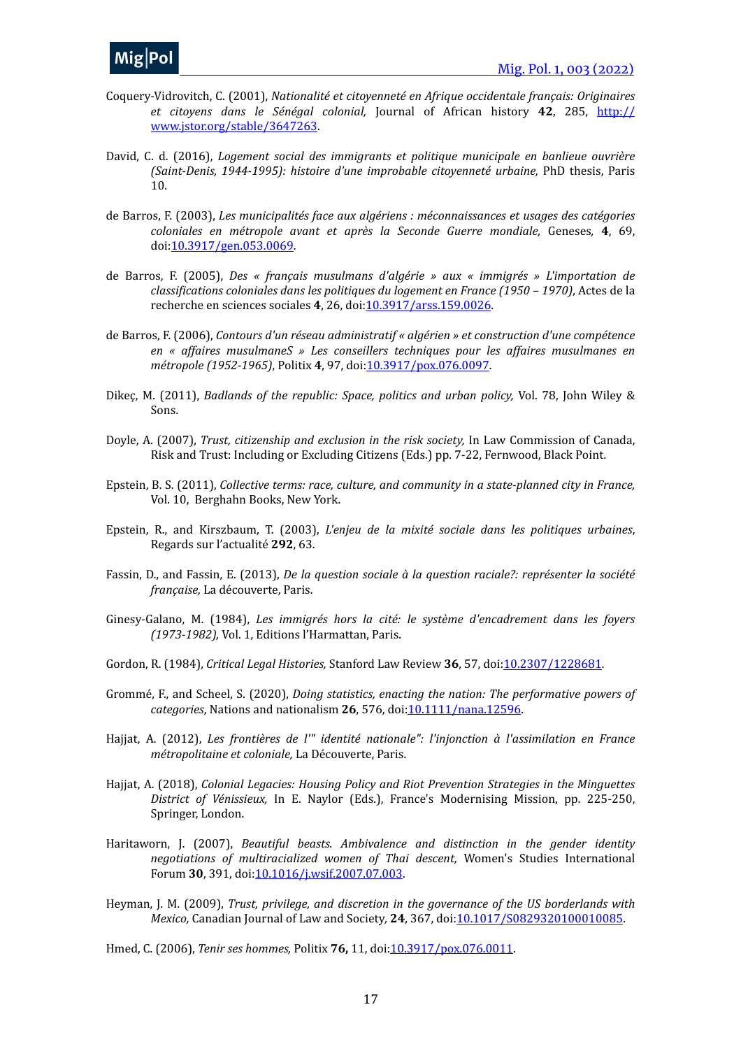Coquery-Vidrovitch, C. (2001), *Nationalité et citoyenneté en Afrique occidentale français: Originaires et citoyens dans le Sénégal colonial,* Journal of African history **42**, 285, [http://www.jstor.org/stable/3647263](http://www.jstor.org/stable/3647263).

David, C. d. (2016), *Logement social des immigrants et politique municipale en banlieue ouvrière (Saint-Denis, 1944-1995): histoire d'une improbable citoyenneté urbaine,* PhD thesis, Paris 10.

de Barros, F. (2003), *Les municipalités face aux algériens : méconnaissances et usages des catégories coloniales en métropole avant et après la Seconde Guerre mondiale,* Geneses*,* **4**, 69, doi:[10.3917/gen.053.0069](https://doi.org/10.3917/gen.053.0069).

de Barros, F. (2005), *Des « français musulmans d'algérie » aux « immigrés » L'importation de classifications coloniales dans les politiques du logement en France (1950 – 1970)*, Actes de la recherche en sciences sociales **4**, 26, doi:[10.3917/arss.159.0026](https://doi.org/10.3917/arss.159.0026).

de Barros, F. (2006), *Contours d'un réseau administratif « algérien » et construction d'une compétence en « affaires musulmaneS » Les conseillers techniques pour les affaires musulmanes en métropole (1952-1965)*, Politix **4**, 97, doi:[10.3917/pox.076.0097](https://doi.org/10.3917/pox.076.0097).

Dikeç, M. (2011), *Badlands of the republic: Space, politics and urban policy,* Vol. 78, John Wiley & Sons.

Doyle, A. (2007), *Trust, citizenship and exclusion in the risk society,* In Law Commission of Canada, Risk and Trust: Including or Excluding Citizens (Eds.) pp. 7-22, Fernwood, Black Point.

Epstein, B. S. (2011), *Collective terms: race, culture, and community in a state-planned city in France,* Vol. 10, Berghahn Books, New York.

Epstein, R., and Kirszbaum, T. (2003), *L'enjeu de la mixité sociale dans les politiques urbaines*, Regards sur l'actualité **292**, 63.

Fassin, D., and Fassin, E. (2013), *De la question sociale à la question raciale?: représenter la société française,* La découverte, Paris.

Ginesy-Galano, M. (1984), *Les immigrés hors la cité: le système d'encadrement dans les foyers (1973-1982),* Vol. 1, Editions l'Harmattan, Paris.

Gordon, R. (1984), *Critical Legal Histories,* Stanford Law Review **36**, 57, doi:[10.2307/1228681](https://doi.org/10.2307/1228681).

Grommé, F., and Scheel, S. (2020), *Doing statistics, enacting the nation: The performative powers of categories*, Nations and nationalism **26**, 576, doi:[10.1111/nana.12596](https://doi.org/10.1111/nana.12596).

Hajjat, A. (2012), *Les frontières de l'" identité nationale": l'injonction à l'assimilation en France métropolitaine et coloniale,* La Découverte, Paris.

Hajjat, A. (2018), *Colonial Legacies: Housing Policy and Riot Prevention Strategies in the Minguettes District of Vénissieux,* In E. Naylor (Eds.), France's Modernising Mission, pp. 225-250, Springer, London.

Haritaworn, J. (2007), *Beautiful beasts. Ambivalence and distinction in the gender identity negotiations of multiracialized women of Thai descent,* Women's Studies International Forum **30**, 391, doi:[10.1016/j.wsif.2007.07.003](https://doi.org/10.1016/j.wsif.2007.07.003).

Heyman, J. M. (2009), *Trust, privilege, and discretion in the governance of the US borderlands with Mexico,* Canadian Journal of Law and Society*,* **24**, 367, doi:[10.1017/S0829320100010085](https://doi.org/10.1017/S0829320100010085).

Hmed, C. (2006), *Tenir ses hommes,* Politix **76,** 11, doi:[10.3917/pox.076.0011](https://doi.org/10.3917/pox.076.0011).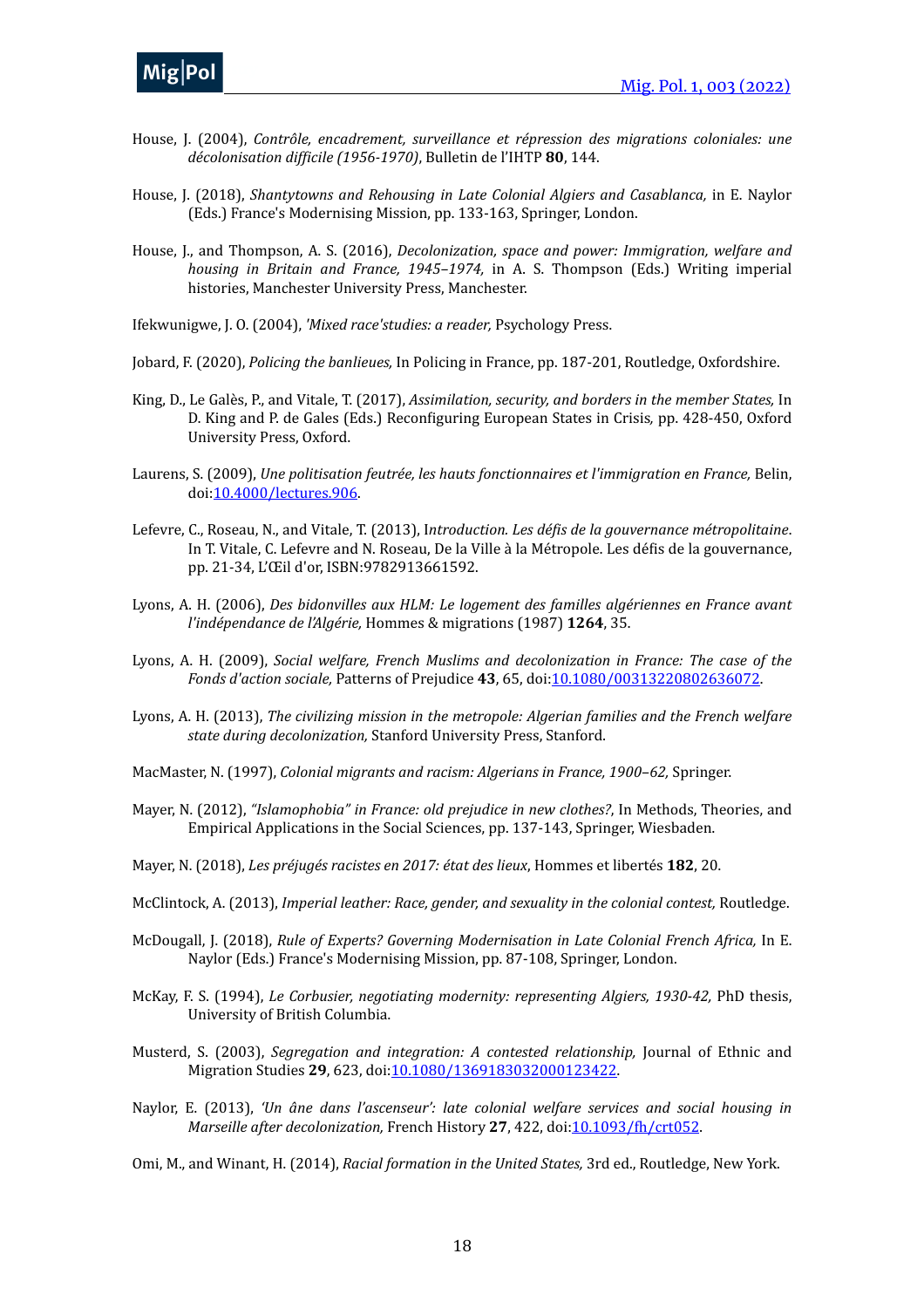House, J. (2004), *Contrôle, encadrement, surveillance et répression des migrations coloniales: une décolonisation difficile (1956-1970)*, Bulletin de l'IHTP **80**, 144.

House, J. (2018), *Shantytowns and Rehousing in Late Colonial Algiers and Casablanca,* in E. Naylor (Eds.) France's Modernising Mission, pp. 133-163, Springer, London.

House, J., and Thompson, A. S. (2016), *Decolonization, space and power: Immigration, welfare and housing in Britain and France, 1945–1974,* in A. S. Thompson (Eds.) Writing imperial histories, Manchester University Press, Manchester.

Ifekwunigwe, J. O. (2004), *'Mixed race'studies: a reader,* Psychology Press.

Jobard, F. (2020), *Policing the banlieues,* In Policing in France, pp. 187-201, Routledge, Oxfordshire.

King, D., Le Galès, P., and Vitale, T. (2017), *Assimilation, security, and borders in the member States,* In D. King and P. de Gales (Eds.) Reconfiguring European States in Crisis*,* pp. 428-450, Oxford University Press, Oxford.

Laurens, S. (2009), *Une politisation feutrée, les hauts fonctionnaires et l'immigration en France,* Belin, doi:10.4000/lectures.906.

Lefevre, C., Roseau, N., and Vitale, T. (2013), I*ntroduction. Les défis de la gouvernance métropolitaine*. In T. Vitale, C. Lefevre and N. Roseau, De la Ville à la Métropole. Les défis de la gouvernance, pp. 21-34, L'Œil d'or, ISBN:9782913661592.

Lyons, A. H. (2006), *Des bidonvilles aux HLM: Le logement des familles algériennes en France avant l'indépendance de l'Algérie,* Hommes & migrations (1987) **1264**, 35.

Lyons, A. H. (2009), *Social welfare, French Muslims and decolonization in France: The case of the Fonds d'action sociale,* Patterns of Prejudice **43**, 65, doi:10.1080/00313220802636072.

Lyons, A. H. (2013), *The civilizing mission in the metropole: Algerian families and the French welfare state during decolonization,* Stanford University Press, Stanford.

MacMaster, N. (1997), *Colonial migrants and racism: Algerians in France, 1900–62,* Springer.

Mayer, N. (2012), *"Islamophobia" in France: old prejudice in new clothes?*, In Methods, Theories, and Empirical Applications in the Social Sciences, pp. 137-143, Springer, Wiesbaden.

Mayer, N. (2018), *Les préjugés racistes en 2017: état des lieux*, Hommes et libertés **182**, 20.

McClintock, A. (2013), *Imperial leather: Race, gender, and sexuality in the colonial contest,* Routledge.

McDougall, J. (2018), *Rule of Experts? Governing Modernisation in Late Colonial French Africa,* In E. Naylor (Eds.) France's Modernising Mission, pp. 87-108, Springer, London.

McKay, F. S. (1994), *Le Corbusier, negotiating modernity: representing Algiers, 1930-42,* PhD thesis, University of British Columbia.

Musterd, S. (2003), *Segregation and integration: A contested relationship,* Journal of Ethnic and Migration Studies **29**, 623, doi:10.1080/1369183032000123422.

Naylor, E. (2013), *'Un âne dans l'ascenseur': late colonial welfare services and social housing in Marseille after decolonization,* French History **27**, 422, doi:10.1093/fh/crt052.

Omi, M., and Winant, H. (2014), *Racial formation in the United States,* 3rd ed., Routledge, New York.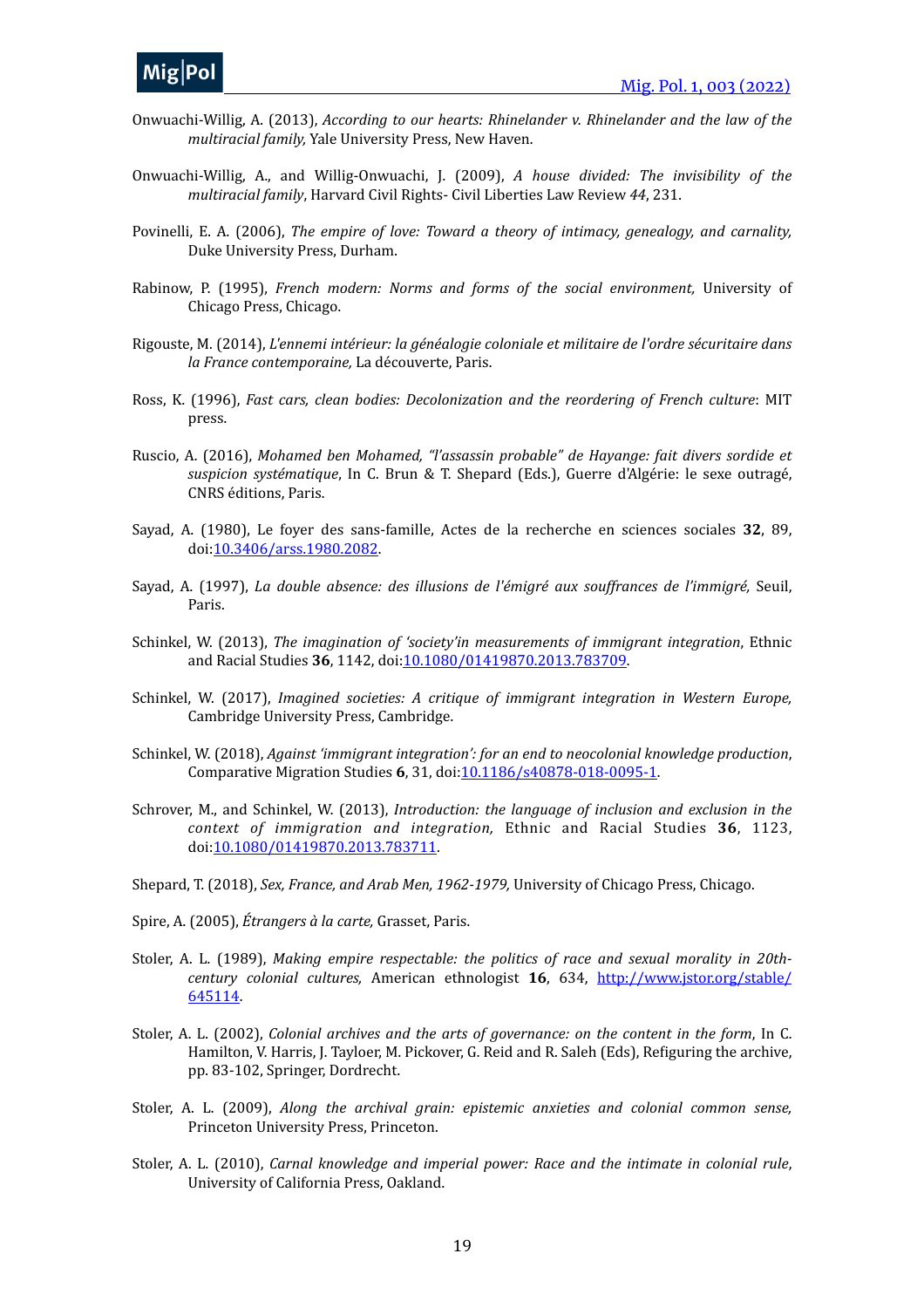Onwuachi-Willig, A. (2013), *According to our hearts: Rhinelander v. Rhinelander and the law of the multiracial family,* Yale University Press, New Haven.

Onwuachi-Willig, A., and Willig-Onwuachi, J. (2009), *A house divided: The invisibility of the multiracial family*, Harvard Civil Rights- Civil Liberties Law Review *44*, 231.

Povinelli, E. A. (2006), *The empire of love: Toward a theory of intimacy, genealogy, and carnality,* Duke University Press, Durham.

Rabinow, P. (1995), *French modern: Norms and forms of the social environment,* University of Chicago Press, Chicago.

Rigouste, M. (2014), *L'ennemi intérieur: la généalogie coloniale et militaire de l'ordre sécuritaire dans la France contemporaine,* La découverte, Paris.

Ross, K. (1996), *Fast cars, clean bodies: Decolonization and the reordering of French culture*: MIT press.

Ruscio, A. (2016), *Mohamed ben Mohamed, "l'assassin probable" de Hayange: fait divers sordide et suspicion systématique*, In C. Brun & T. Shepard (Eds.), Guerre d'Algérie: le sexe outragé, CNRS éditions, Paris.

Sayad, A. (1980), Le foyer des sans-famille, Actes de la recherche en sciences sociales **32**, 89, doi:10.3406/arss.1980.2082.

Sayad, A. (1997), *La double absence: des illusions de l'émigré aux souffrances de l'immigré,* Seuil, Paris.

Schinkel, W. (2013), *The imagination of 'society'in measurements of immigrant integration*, Ethnic and Racial Studies **36**, 1142, doi:10.1080/01419870.2013.783709.

Schinkel, W. (2017), *Imagined societies: A critique of immigrant integration in Western Europe,* Cambridge University Press, Cambridge.

Schinkel, W. (2018), *Against 'immigrant integration': for an end to neocolonial knowledge production*, Comparative Migration Studies **6**, 31, doi:10.1186/s40878-018-0095-1.

Schrover, M., and Schinkel, W. (2013), *Introduction: the language of inclusion and exclusion in the context of immigration and integration,* Ethnic and Racial Studies **36**, 1123, doi:10.1080/01419870.2013.783711.

Shepard, T. (2018), *Sex, France, and Arab Men, 1962-1979,* University of Chicago Press, Chicago.

Spire, A. (2005), *Étrangers à la carte,* Grasset, Paris.

Stoler, A. L. (1989), *Making empire respectable: the politics of race and sexual morality in 20th-century colonial cultures,* American ethnologist **16**, 634, http://www.jstor.org/stable/645114.

Stoler, A. L. (2002), *Colonial archives and the arts of governance: on the content in the form*, In C. Hamilton, V. Harris, J. Tayloer, M. Pickover, G. Reid and R. Saleh (Eds), Refiguring the archive, pp. 83-102, Springer, Dordrecht.

Stoler, A. L. (2009), *Along the archival grain: epistemic anxieties and colonial common sense,* Princeton University Press, Princeton.

Stoler, A. L. (2010), *Carnal knowledge and imperial power: Race and the intimate in colonial rule*, University of California Press, Oakland.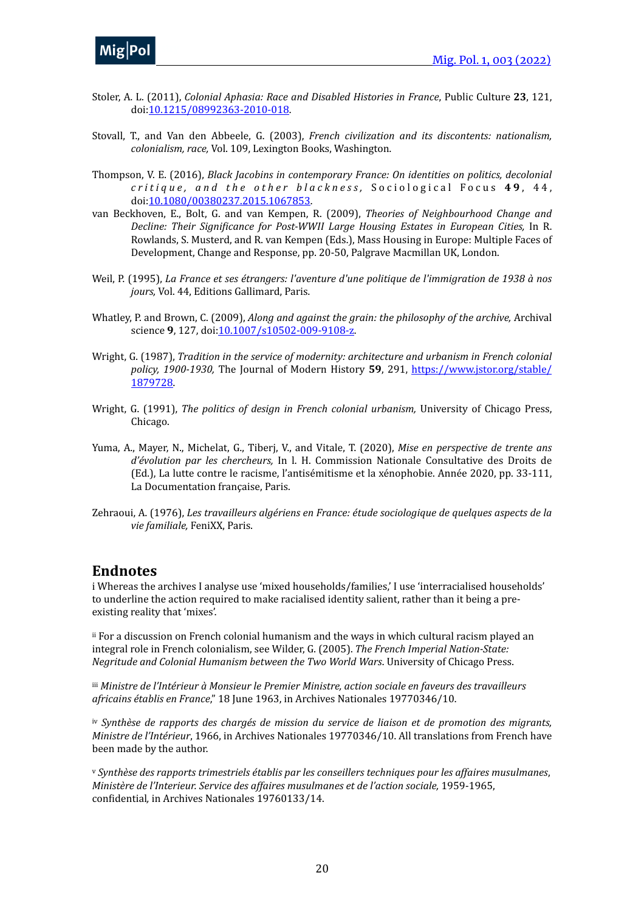Stoler, A. L. (2011), *Colonial Aphasia: Race and Disabled Histories in France*, Public Culture **23**, 121, doi:10.1215/08992363-2010-018.

Stovall, T., and Van den Abbeele, G. (2003), *French civilization and its discontents: nationalism, colonialism, race,* Vol. 109, Lexington Books, Washington.

Thompson, V. E. (2016), *Black Jacobins in contemporary France: On identities on politics, decolonial critique, and the other blackness,* Sociological Focus **49**, 44, doi:10.1080/00380237.2015.1067853.

van Beckhoven, E., Bolt, G. and van Kempen, R. (2009), *Theories of Neighbourhood Change and Decline: Their Significance for Post-WWII Large Housing Estates in European Cities,* In R. Rowlands, S. Musterd, and R. van Kempen (Eds.), Mass Housing in Europe: Multiple Faces of Development, Change and Response, pp. 20-50, Palgrave Macmillan UK, London.

Weil, P. (1995), *La France et ses étrangers: l'aventure d'une politique de l'immigration de 1938 à nos jours,* Vol. 44, Editions Gallimard, Paris.

Whatley, P. and Brown, C. (2009), *Along and against the grain: the philosophy of the archive,* Archival science **9**, 127, doi:10.1007/s10502-009-9108-z.

Wright, G. (1987), *Tradition in the service of modernity: architecture and urbanism in French colonial policy, 1900-1930,* The Journal of Modern History **59**, 291, https://www.jstor.org/stable/1879728.

Wright, G. (1991), *The politics of design in French colonial urbanism,* University of Chicago Press, Chicago.

Yuma, A., Mayer, N., Michelat, G., Tiberj, V., and Vitale, T. (2020), *Mise en perspective de trente ans d'évolution par les chercheurs,* In l. H. Commission Nationale Consultative des Droits de (Ed.), La lutte contre le racisme, l'antisémitisme et la xénophobie. Année 2020, pp. 33-111, La Documentation française, Paris.

Zehraoui, A. (1976), *Les travailleurs algériens en France: étude sociologique de quelques aspects de la vie familiale,* FeniXX, Paris.

## Endnotes

i Whereas the archives I analyse use 'mixed households/families,' I use 'interracialised households' to underline the action required to make racialised identity salient, rather than it being a pre-existing reality that 'mixes'.

[ii] For a discussion on French colonial humanism and the ways in which cultural racism played an integral role in French colonialism, see Wilder, G. (2005). *The French Imperial Nation-State: Negritude and Colonial Humanism between the Two World Wars.* University of Chicago Press.

[iii] *Ministre de l'Intérieur à Monsieur le Premier Ministre, action sociale en faveurs des travailleurs africains établis en France*," 18 June 1963, in Archives Nationales 19770346/10.

[iv] *Synthèse de rapports des chargés de mission du service de liaison et de promotion des migrants, Ministre de l'Intérieur*, 1966, in Archives Nationales 19770346/10. All translations from French have been made by the author.

[v] *Synthèse des rapports trimestriels établis par les conseillers techniques pour les affaires musulmanes*, *Ministère de l'Interieur. Service des affaires musulmanes et de l'action sociale,* 1959-1965, confidential, in Archives Nationales 19760133/14.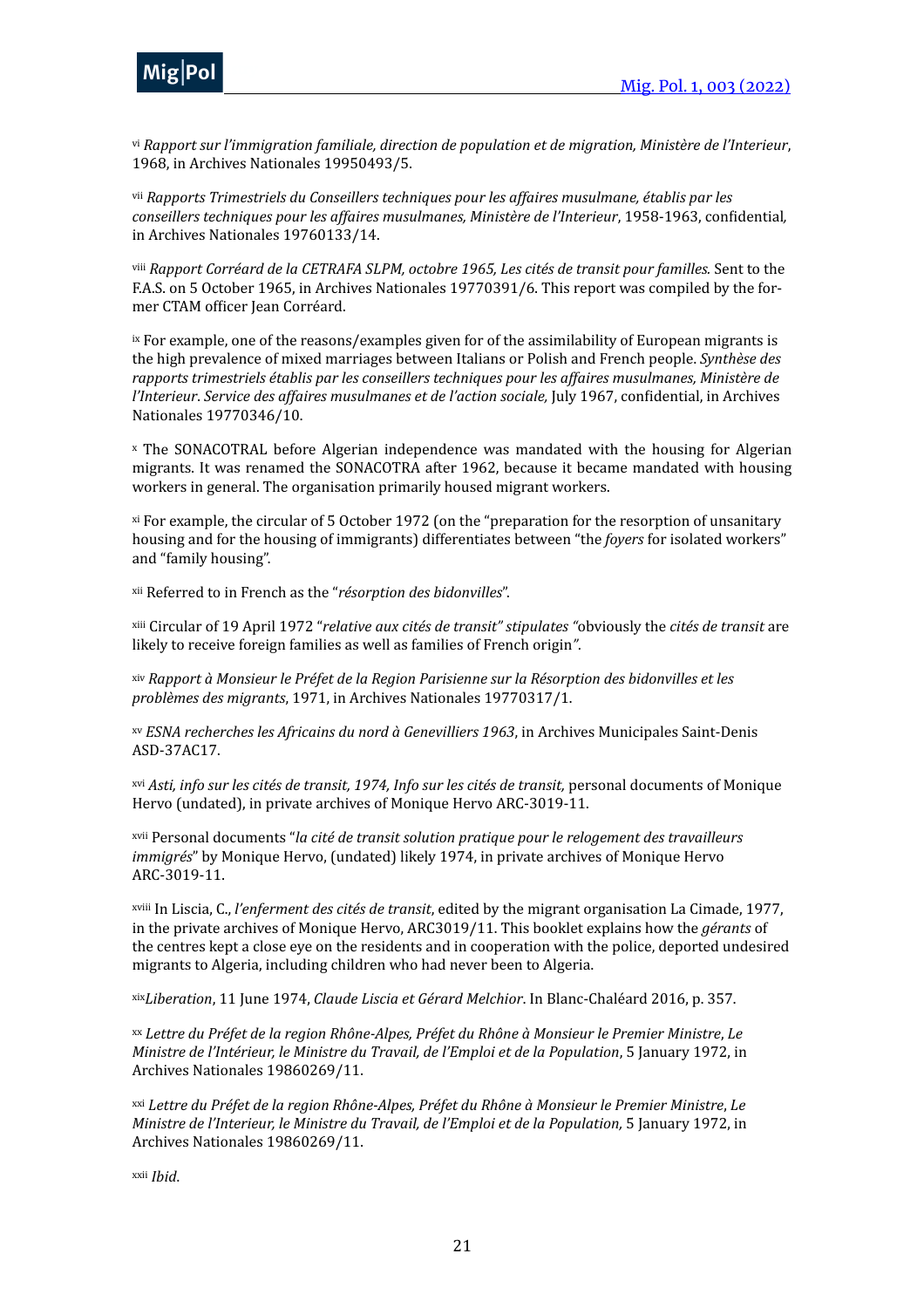[vi] *Rapport sur l'immigration familiale, direction de population et de migration, Ministère de l'Interieur*, 1968, in Archives Nationales 19950493/5.

[vii] *Rapports Trimestriels du Conseillers techniques pour les affaires musulmane, établis par les conseillers techniques pour les affaires musulmanes, Ministère de l'Interieur*, 1958-1963, confidential, in Archives Nationales 19760133/14.

[viii] *Rapport Corréard de la CETRAFA SLPM, octobre 1965, Les cités de transit pour familles.* Sent to the F.A.S. on 5 October 1965, in Archives Nationales 19770391/6. This report was compiled by the former CTAM officer Jean Corréard.

[ix] For example, one of the reasons/examples given for of the assimilability of European migrants is the high prevalence of mixed marriages between Italians or Polish and French people. *Synthèse des rapports trimestriels établis par les conseillers techniques pour les affaires musulmanes, Ministère de l'Interieur*. *Service des affaires musulmanes et de l'action sociale,* July 1967, confidential, in Archives Nationales 19770346/10.

[x] The SONACOTRAL before Algerian independence was mandated with the housing for Algerian migrants. It was renamed the SONACOTRA after 1962, because it became mandated with housing workers in general. The organisation primarily housed migrant workers.

[xi] For example, the circular of 5 October 1972 (on the "preparation for the resorption of unsanitary housing and for the housing of immigrants) differentiates between "the *foyers* for isolated workers" and "family housing".

[xii] Referred to in French as the "*résorption des bidonvilles*".

[xiii] Circular of 19 April 1972 "*relative aux cités de transit" stipulates "*obviously the *cités de transit* are likely to receive foreign families as well as families of French origin*"*.

[xiv] *Rapport à Monsieur le Préfet de la Region Parisienne sur la Résorption des bidonvilles et les problèmes des migrants*, 1971, in Archives Nationales 19770317/1.

[xv] *ESNA recherches les Africains du nord à Genevilliers 1963*, in Archives Municipales Saint-Denis ASD-37AC17.

[xvi] *Asti, info sur les cités de transit, 1974, Info sur les cités de transit,* personal documents of Monique Hervo (undated), in private archives of Monique Hervo ARC-3019-11.

[xvii] Personal documents "*la cité de transit solution pratique pour le relogement des travailleurs immigrés*" by Monique Hervo, (undated) likely 1974, in private archives of Monique Hervo ARC-3019-11.

[xviii] In Liscia, C., *l'enferment des cités de transit*, edited by the migrant organisation La Cimade, 1977, in the private archives of Monique Hervo, ARC3019/11. This booklet explains how the *gérants* of the centres kept a close eye on the residents and in cooperation with the police, deported undesired migrants to Algeria, including children who had never been to Algeria.

[xix] *Liberation*, 11 June 1974, *Claude Liscia et Gérard Melchior*. In Blanc-Chaléard 2016, p. 357.

[xx] *Lettre du Préfet de la region Rhône-Alpes, Préfet du Rhône à Monsieur le Premier Ministre*, *Le Ministre de l'Intérieur, le Ministre du Travail, de l'Emploi et de la Population*, 5 January 1972, in Archives Nationales 19860269/11.

[xxi] *Lettre du Préfet de la region Rhône-Alpes, Préfet du Rhône à Monsieur le Premier Ministre*, *Le Ministre de l'Interieur, le Ministre du Travail, de l'Emploi et de la Population,* 5 January 1972, in Archives Nationales 19860269/11.

[xxii] *Ibid*.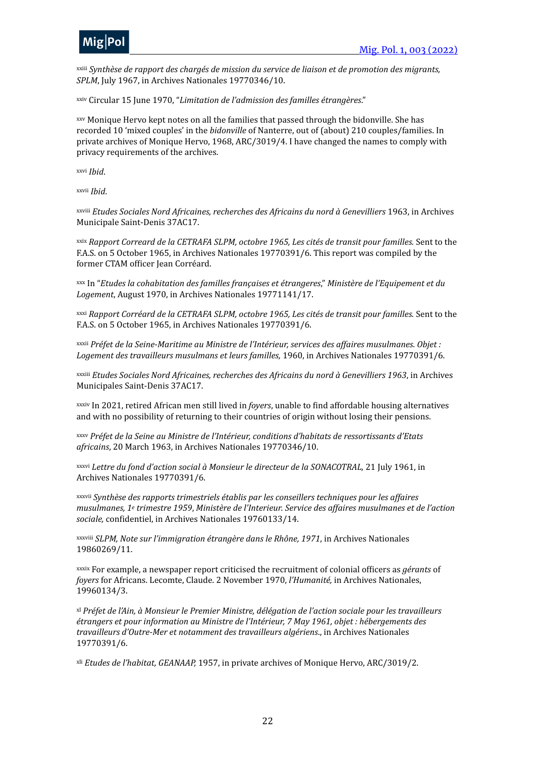[xxiii] *Synthèse de rapport des chargés de mission du service de liaison et de promotion des migrants, SPLM*, July 1967, in Archives Nationales 19770346/10.

[xxiv] Circular 15 June 1970, "*Limitation de l'admission des familles étrangères*."

[xxv] Monique Hervo kept notes on all the families that passed through the bidonville. She has recorded 10 'mixed couples' in the *bidonville* of Nanterre, out of (about) 210 couples/families. In private archives of Monique Hervo, 1968, ARC/3019/4. I have changed the names to comply with privacy requirements of the archives.

[xxvi] *Ibid*.

[xxvii] *Ibid*.

[xxviii] *Etudes Sociales Nord Africaines, recherches des Africains du nord à Genevilliers* 1963, in Archives Municipale Saint-Denis 37AC17.

[xxix] *Rapport Correard de la CETRAFA SLPM, octobre 1965, Les cités de transit pour familles.* Sent to the F.A.S. on 5 October 1965, in Archives Nationales 19770391/6. This report was compiled by the former CTAM officer Jean Corréard.

[xxx] In "*Etudes la cohabitation des familles françaises et étrangeres*," *Ministère de l'Equipement et du Logement*, August 1970, in Archives Nationales 19771141/17.

[xxxi] *Rapport Corréard de la CETRAFA SLPM, octobre 1965, Les cités de transit pour familles.* Sent to the F.A.S. on 5 October 1965, in Archives Nationales 19770391/6.

[xxxii] *Préfet de la Seine-Maritime au Ministre de l'Intérieur, services des affaires musulmanes. Objet : Logement des travailleurs musulmans et leurs familles,* 1960, in Archives Nationales 19770391/6.

[xxxiii] *Etudes Sociales Nord Africaines, recherches des Africains du nord à Genevilliers 1963*, in Archives Municipales Saint-Denis 37AC17.

[xxxiv] In 2021, retired African men still lived in *foyers*, unable to find affordable housing alternatives and with no possibility of returning to their countries of origin without losing their pensions.

[xxxv] *Préfet de la Seine au Ministre de l'Intérieur, conditions d'habitats de ressortissants d'Etats africains*, 20 March 1963, in Archives Nationales 19770346/10.

[xxxvi] *Lettre du fond d'action social à Monsieur le directeur de la SONACOTRAL,* 21 July 1961, in Archives Nationales 19770391/6.

[xxxvii] *Synthèse des rapports trimestriels établis par les conseillers techniques pour les affaires musulmanes, 1e trimestre 1959, Ministère de l'Interieur. Service des affaires musulmanes et de l'action sociale,* confidentiel, in Archives Nationales 19760133/14.

[xxxviii] *SLPM, Note sur l'immigration étrangère dans le Rhône, 1971*, in Archives Nationales 19860269/11.

[xxxix] For example, a newspaper report criticised the recruitment of colonial officers as *gérants* of *foyers* for Africans. Lecomte, Claude. 2 November 1970, *l'Humanité,* in Archives Nationales, 19960134/3.

[xl] *Préfet de l'Ain, à Monsieur le Premier Ministre, délégation de l'action sociale pour les travailleurs étrangers et pour information au Ministre de l'Intérieur, 7 May 1961, objet : hébergements des travailleurs d'Outre-Mer et notamment des travailleurs algériens*., in Archives Nationales 19770391/6.

[xli] *Etudes de l'habitat, GEANAAP,* 1957, in private archives of Monique Hervo, ARC/3019/2.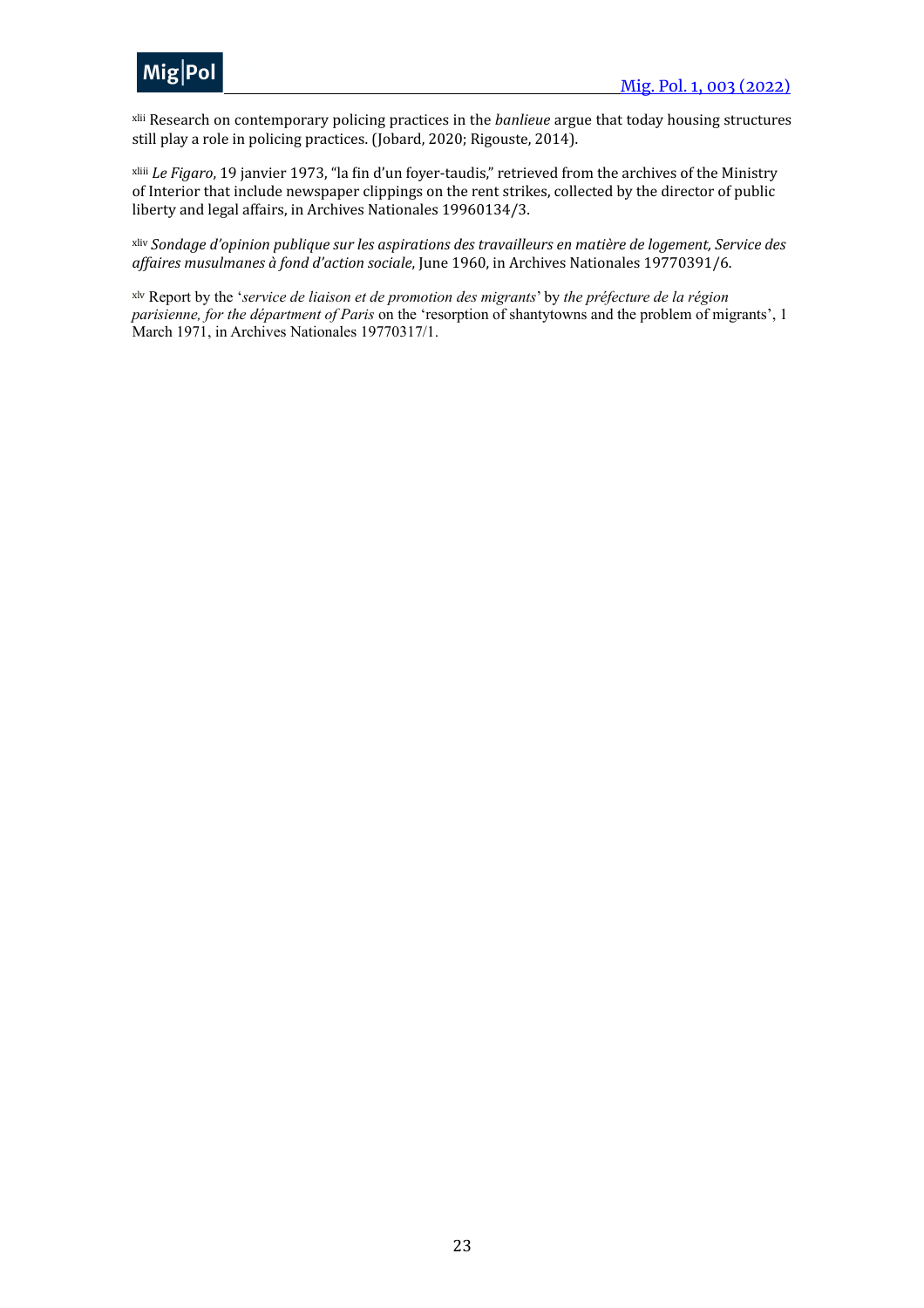[xlii] Research on contemporary policing practices in the *banlieue* argue that today housing structures still play a role in policing practices. (Jobard, 2020; Rigouste, 2014).

[xliii] *Le Figaro*, 19 janvier 1973, "la fin d'un foyer-taudis," retrieved from the archives of the Ministry of Interior that include newspaper clippings on the rent strikes, collected by the director of public liberty and legal affairs, in Archives Nationales 19960134/3.

[xliv] *Sondage d'opinion publique sur les aspirations des travailleurs en matière de logement, Service des affaires musulmanes à fond d'action sociale*, June 1960, in Archives Nationales 19770391/6.

[xlv] Report by the '*service de liaison et de promotion des migrants*' by *the préfecture de la région parisienne, for the départment of Paris* on the 'resorption of shantytowns and the problem of migrants', 1 March 1971, in Archives Nationales 19770317/1.